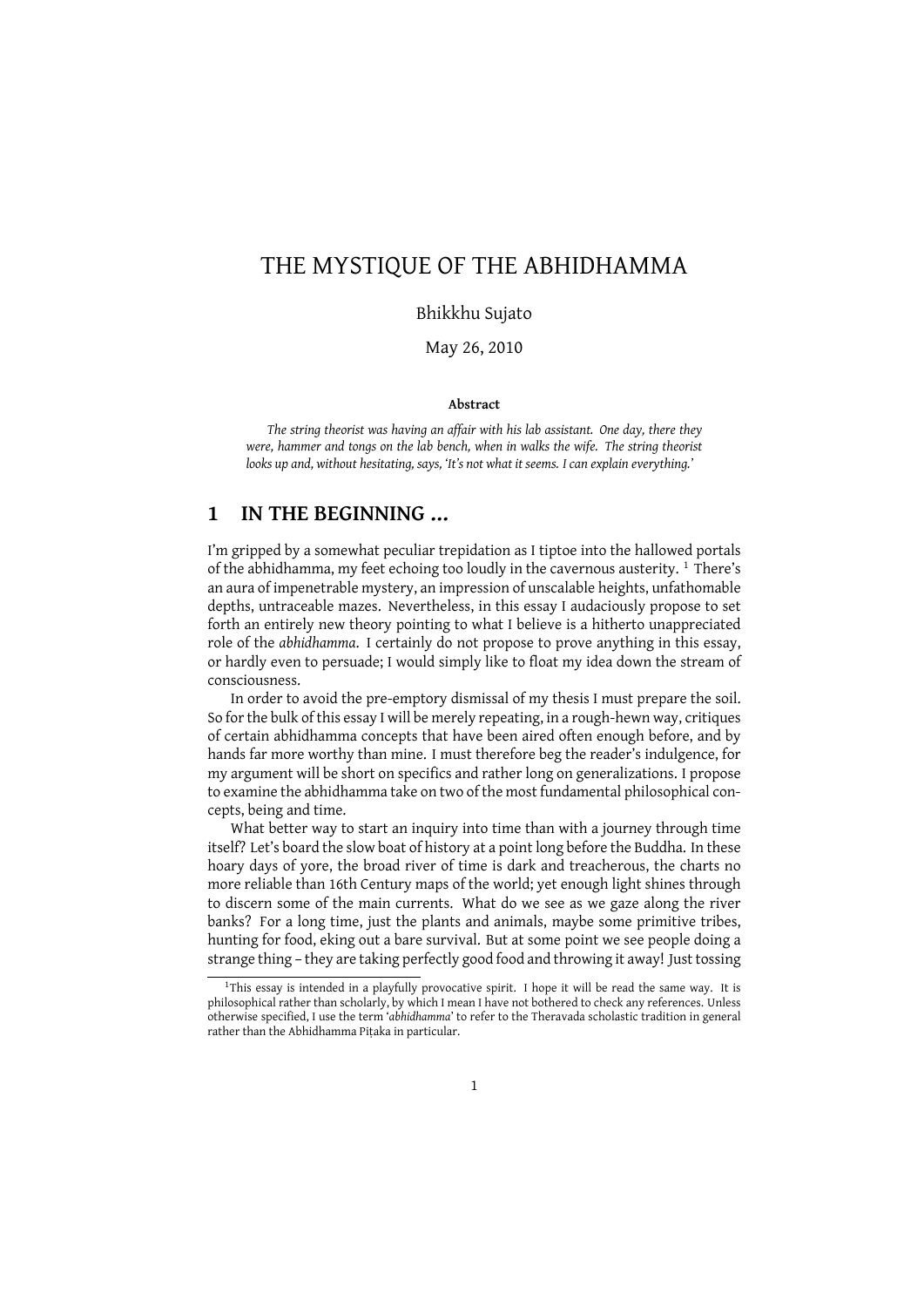# THE MYSTIQUE OF THE ABHIDHAMMA

Bhikkhu Sujato

May 26, 2010

**Abstract**

*The string theorist was having an affair with his lab assistant. One day, there they were, hammer and tongs on the lab bench, when in walks the wife. The string theorist looks up and, without hesitating, says, 'It's not what it seems. I can explain everything.'*

## 1 IN THE BEGINNING ...

I'm gripped by a somewhat peculiar trepidation as I tiptoe into the hallowed portals of the abhidhamma, my feet echoing too loudly in the cavernous austerity. [1] There's an aura of impenetrable mystery, an impression of unscalable heights, unfathomable depths, untraceable mazes. Nevertheless, in this essay I audaciously propose to set forth an entirely new theory pointing to what I believe is a hitherto unappreciated role of the *abhidhamma*. I certainly do not propose to prove anything in this essay, or hardly even to persuade; I would simply like to float my idea down the stream of consciousness.

In order to avoid the pre-emptory dismissal of my thesis I must prepare the soil. So for the bulk of this essay I will be merely repeating, in a rough-hewn way, critiques of certain abhidhamma concepts that have been aired often enough before, and by hands far more worthy than mine. I must therefore beg the reader's indulgence, for my argument will be short on specifics and rather long on generalizations. I propose to examine the abhidhamma take on two of the most fundamental philosophical concepts, being and time.

What better way to start an inquiry into time than with a journey through time itself? Let's board the slow boat of history at a point long before the Buddha. In these hoary days of yore, the broad river of time is dark and treacherous, the charts no more reliable than 16th Century maps of the world; yet enough light shines through to discern some of the main currents. What do we see as we gaze along the river banks? For a long time, just the plants and animals, maybe some primitive tribes, hunting for food, eking out a bare survival. But at some point we see people doing a strange thing – they are taking perfectly good food and throwing it away! Just tossing

[1] This essay is intended in a playfully provocative spirit. I hope it will be read the same way. It is philosophical rather than scholarly, by which I mean I have not bothered to check any references. Unless otherwise specified, I use the term '*abhidhamma*' to refer to the Theravada scholastic tradition in general rather than the Abhidhamma Piṭaka in particular.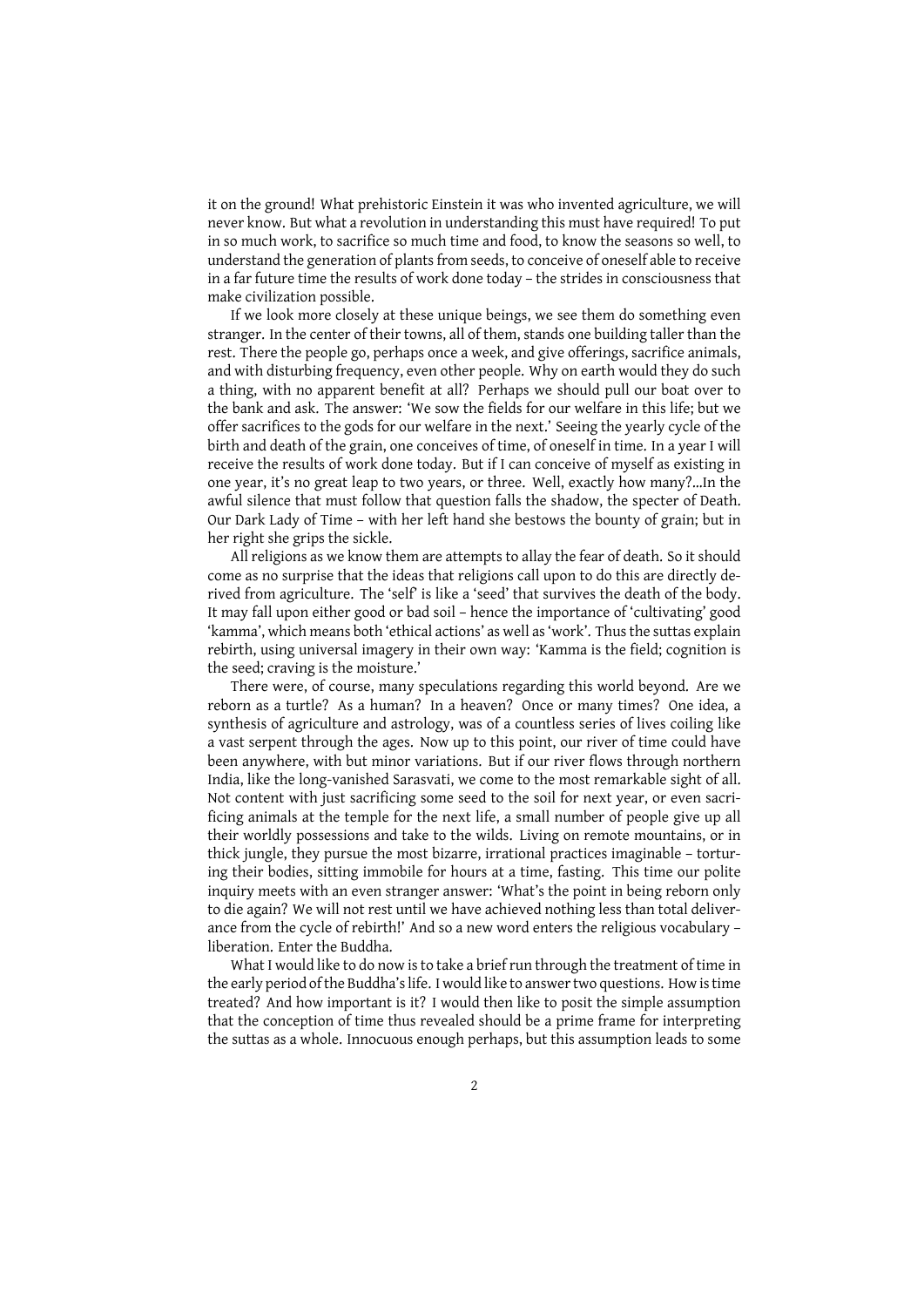it on the ground! What prehistoric Einstein it was who invented agriculture, we will never know. But what a revolution in understanding this must have required! To put in so much work, to sacrifice so much time and food, to know the seasons so well, to understand the generation of plants from seeds, to conceive of oneself able to receive in a far future time the results of work done today – the strides in consciousness that make civilization possible.

If we look more closely at these unique beings, we see them do something even stranger. In the center of their towns, all of them, stands one building taller than the rest. There the people go, perhaps once a week, and give offerings, sacrifice animals, and with disturbing frequency, even other people. Why on earth would they do such a thing, with no apparent benefit at all? Perhaps we should pull our boat over to the bank and ask. The answer: 'We sow the fields for our welfare in this life; but we offer sacrifices to the gods for our welfare in the next.' Seeing the yearly cycle of the birth and death of the grain, one conceives of time, of oneself in time. In a year I will receive the results of work done today. But if I can conceive of myself as existing in one year, it's no great leap to two years, or three. Well, exactly how many?…In the awful silence that must follow that question falls the shadow, the specter of Death. Our Dark Lady of Time – with her left hand she bestows the bounty of grain; but in her right she grips the sickle.

All religions as we know them are attempts to allay the fear of death. So it should come as no surprise that the ideas that religions call upon to do this are directly derived from agriculture. The 'self' is like a 'seed' that survives the death of the body. It may fall upon either good or bad soil – hence the importance of 'cultivating' good 'kamma', which means both 'ethical actions' as well as 'work'. Thus the suttas explain rebirth, using universal imagery in their own way: 'Kamma is the field; cognition is the seed; craving is the moisture.'

There were, of course, many speculations regarding this world beyond. Are we reborn as a turtle? As a human? In a heaven? Once or many times? One idea, a synthesis of agriculture and astrology, was of a countless series of lives coiling like a vast serpent through the ages. Now up to this point, our river of time could have been anywhere, with but minor variations. But if our river flows through northern India, like the long-vanished Sarasvati, we come to the most remarkable sight of all. Not content with just sacrificing some seed to the soil for next year, or even sacrificing animals at the temple for the next life, a small number of people give up all their worldly possessions and take to the wilds. Living on remote mountains, or in thick jungle, they pursue the most bizarre, irrational practices imaginable – torturing their bodies, sitting immobile for hours at a time, fasting. This time our polite inquiry meets with an even stranger answer: 'What's the point in being reborn only to die again? We will not rest until we have achieved nothing less than total deliverance from the cycle of rebirth!' And so a new word enters the religious vocabulary – liberation. Enter the Buddha.

What I would like to do now is to take a brief run through the treatment of time in the early period of the Buddha's life. I would like to answer two questions. How is time treated? And how important is it? I would then like to posit the simple assumption that the conception of time thus revealed should be a prime frame for interpreting the suttas as a whole. Innocuous enough perhaps, but this assumption leads to some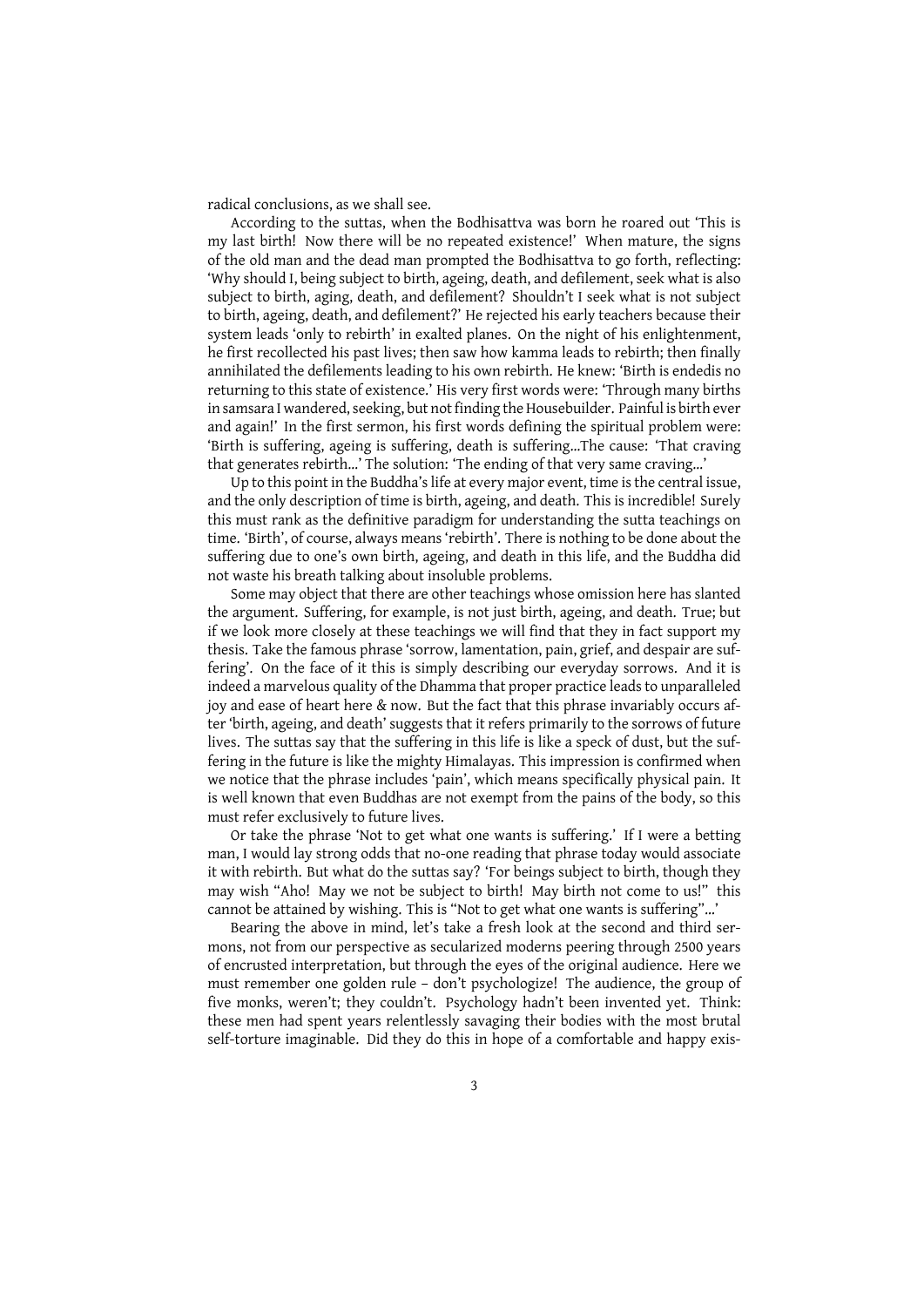radical conclusions, as we shall see.

According to the suttas, when the Bodhisattva was born he roared out 'This is my last birth! Now there will be no repeated existence!' When mature, the signs of the old man and the dead man prompted the Bodhisattva to go forth, reflecting: 'Why should I, being subject to birth, ageing, death, and defilement, seek what is also subject to birth, aging, death, and defilement? Shouldn't I seek what is not subject to birth, ageing, death, and defilement?' He rejected his early teachers because their system leads 'only to rebirth' in exalted planes. On the night of his enlightenment, he first recollected his past lives; then saw how kamma leads to rebirth; then finally annihilated the defilements leading to his own rebirth. He knew: 'Birth is endedis no returning to this state of existence.' His very first words were: 'Through many births in samsara I wandered, seeking, but not finding the Housebuilder. Painful is birth ever and again!' In the first sermon, his first words defining the spiritual problem were: 'Birth is suffering, ageing is suffering, death is suffering...The cause: 'That craving that generates rebirth...' The solution: 'The ending of that very same craving...'

Up to this point in the Buddha's life at every major event, time is the central issue, and the only description of time is birth, ageing, and death. This is incredible! Surely this must rank as the definitive paradigm for understanding the sutta teachings on time. 'Birth', of course, always means 'rebirth'. There is nothing to be done about the suffering due to one's own birth, ageing, and death in this life, and the Buddha did not waste his breath talking about insoluble problems.

Some may object that there are other teachings whose omission here has slanted the argument. Suffering, for example, is not just birth, ageing, and death. True; but if we look more closely at these teachings we will find that they in fact support my thesis. Take the famous phrase 'sorrow, lamentation, pain, grief, and despair are suffering'. On the face of it this is simply describing our everyday sorrows. And it is indeed a marvelous quality of the Dhamma that proper practice leads to unparalleled joy and ease of heart here & now. But the fact that this phrase invariably occurs after 'birth, ageing, and death' suggests that it refers primarily to the sorrows of future lives. The suttas say that the suffering in this life is like a speck of dust, but the suffering in the future is like the mighty Himalayas. This impression is confirmed when we notice that the phrase includes 'pain', which means specifically physical pain. It is well known that even Buddhas are not exempt from the pains of the body, so this must refer exclusively to future lives.

Or take the phrase 'Not to get what one wants is suffering.' If I were a betting man, I would lay strong odds that no-one reading that phrase today would associate it with rebirth. But what do the suttas say? 'For beings subject to birth, though they may wish "Aho! May we not be subject to birth! May birth not come to us!" this cannot be attained by wishing. This is "Not to get what one wants is suffering"...'

Bearing the above in mind, let's take a fresh look at the second and third sermons, not from our perspective as secularized moderns peering through 2500 years of encrusted interpretation, but through the eyes of the original audience. Here we must remember one golden rule – don't psychologize! The audience, the group of five monks, weren't; they couldn't. Psychology hadn't been invented yet. Think: these men had spent years relentlessly savaging their bodies with the most brutal self-torture imaginable. Did they do this in hope of a comfortable and happy exis-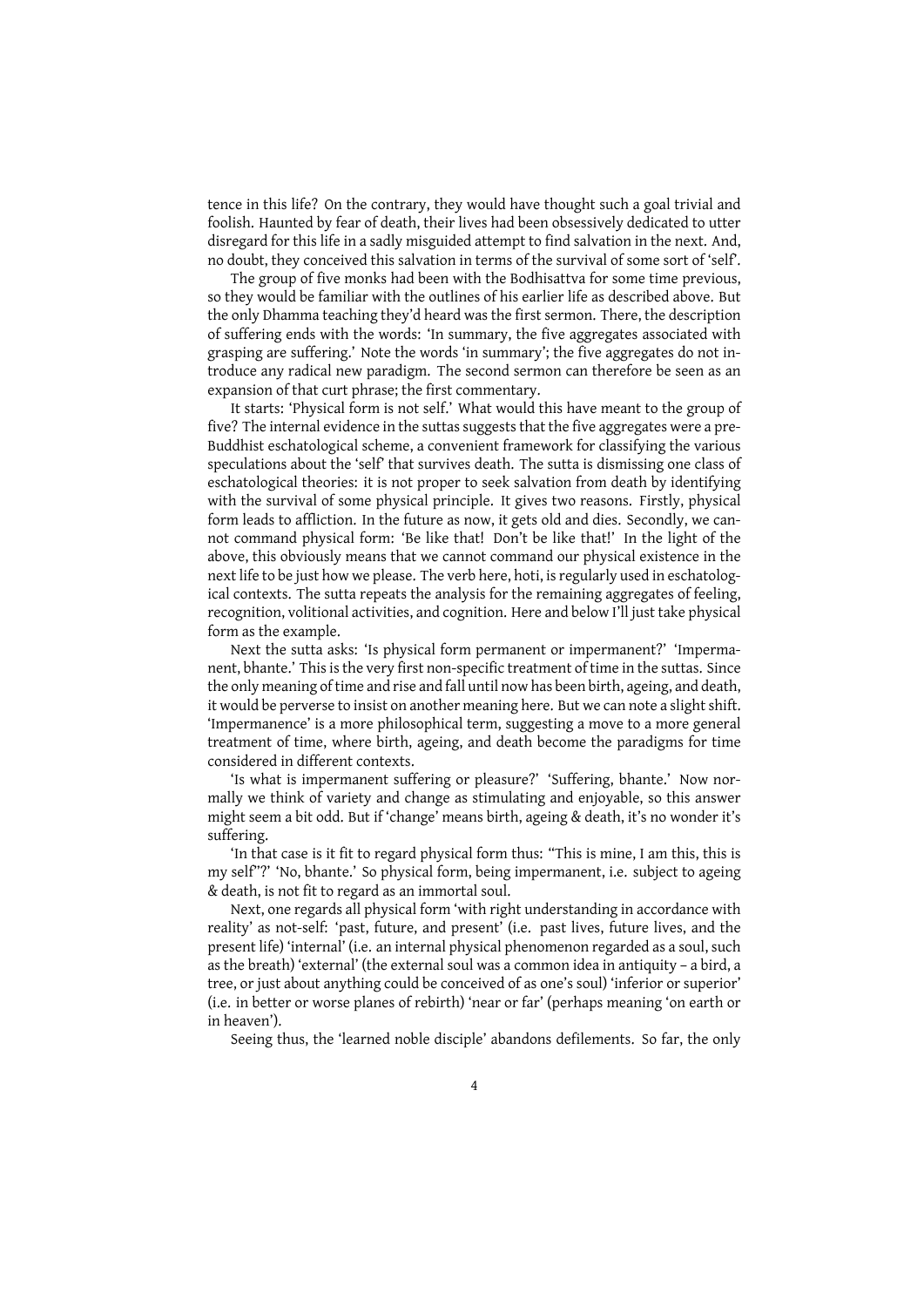tence in this life? On the contrary, they would have thought such a goal trivial and foolish. Haunted by fear of death, their lives had been obsessively dedicated to utter disregard for this life in a sadly misguided attempt to find salvation in the next. And, no doubt, they conceived this salvation in terms of the survival of some sort of 'self'.

The group of five monks had been with the Bodhisattva for some time previous, so they would be familiar with the outlines of his earlier life as described above. But the only Dhamma teaching they'd heard was the first sermon. There, the description of suffering ends with the words: 'In summary, the five aggregates associated with grasping are suffering.' Note the words 'in summary'; the five aggregates do not introduce any radical new paradigm. The second sermon can therefore be seen as an expansion of that curt phrase; the first commentary.

It starts: 'Physical form is not self.' What would this have meant to the group of five? The internal evidence in the suttas suggests that the five aggregates were a pre-Buddhist eschatological scheme, a convenient framework for classifying the various speculations about the 'self' that survives death. The sutta is dismissing one class of eschatological theories: it is not proper to seek salvation from death by identifying with the survival of some physical principle. It gives two reasons. Firstly, physical form leads to affliction. In the future as now, it gets old and dies. Secondly, we cannot command physical form: 'Be like that! Don't be like that!' In the light of the above, this obviously means that we cannot command our physical existence in the next life to be just how we please. The verb here, hoti, is regularly used in eschatological contexts. The sutta repeats the analysis for the remaining aggregates of feeling, recognition, volitional activities, and cognition. Here and below I'll just take physical form as the example.

Next the sutta asks: 'Is physical form permanent or impermanent?' 'Impermanent, bhante.' This is the very first non-specific treatment of time in the suttas. Since the only meaning of time and rise and fall until now has been birth, ageing, and death, it would be perverse to insist on another meaning here. But we can note a slight shift. 'Impermanence' is a more philosophical term, suggesting a move to a more general treatment of time, where birth, ageing, and death become the paradigms for time considered in different contexts.

'Is what is impermanent suffering or pleasure?' 'Suffering, bhante.' Now normally we think of variety and change as stimulating and enjoyable, so this answer might seem a bit odd. But if 'change' means birth, ageing & death, it's no wonder it's suffering.

'In that case is it fit to regard physical form thus: "This is mine, I am this, this is my self"?' 'No, bhante.' So physical form, being impermanent, i.e. subject to ageing & death, is not fit to regard as an immortal soul.

Next, one regards all physical form 'with right understanding in accordance with reality' as not-self: 'past, future, and present' (i.e. past lives, future lives, and the present life) 'internal' (i.e. an internal physical phenomenon regarded as a soul, such as the breath) 'external' (the external soul was a common idea in antiquity – a bird, a tree, or just about anything could be conceived of as one's soul) 'inferior or superior' (i.e. in better or worse planes of rebirth) 'near or far' (perhaps meaning 'on earth or in heaven').

Seeing thus, the 'learned noble disciple' abandons defilements. So far, the only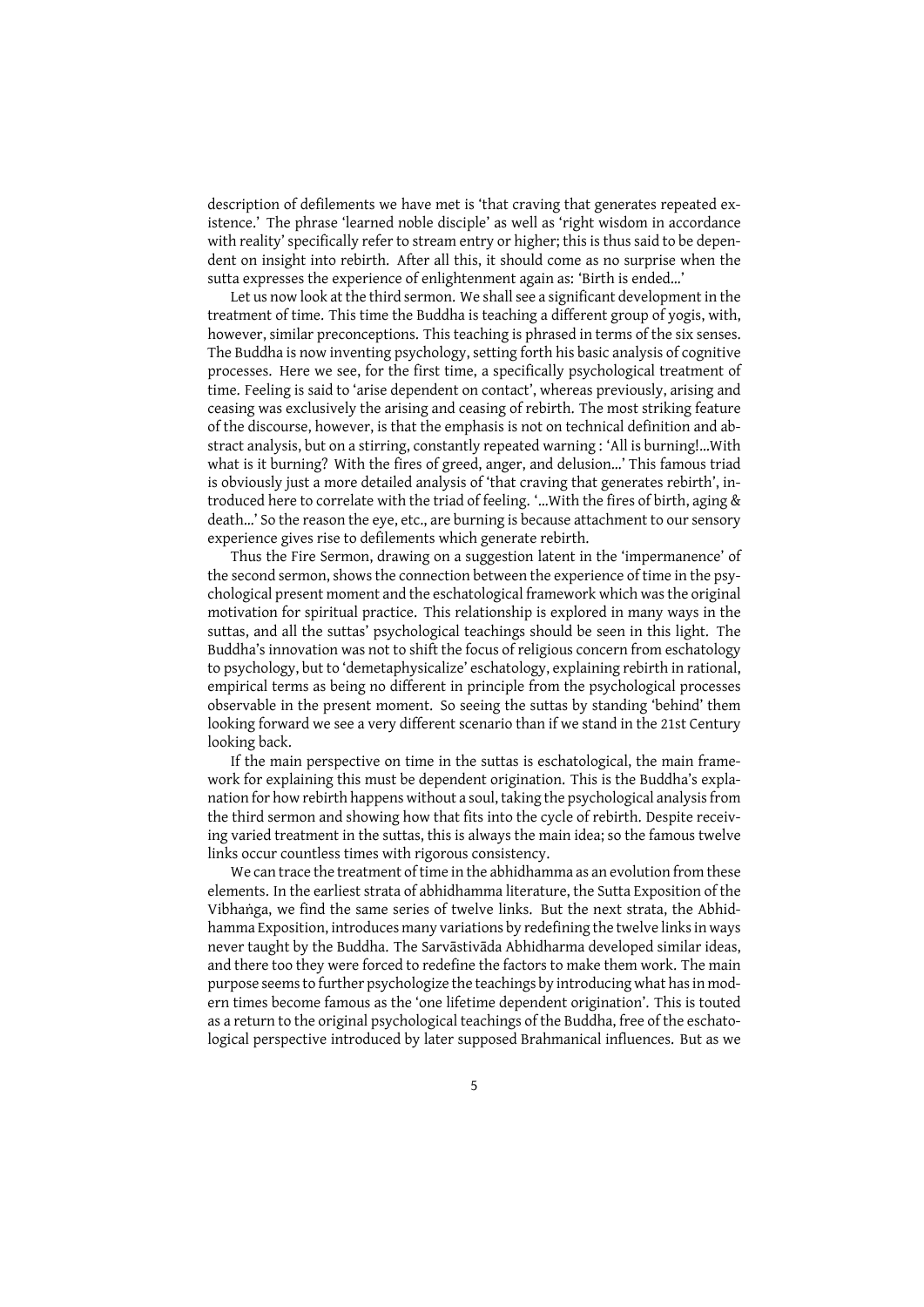description of defilements we have met is 'that craving that generates repeated existence.' The phrase 'learned noble disciple' as well as 'right wisdom in accordance with reality' specifically refer to stream entry or higher; this is thus said to be dependent on insight into rebirth. After all this, it should come as no surprise when the sutta expresses the experience of enlightenment again as: 'Birth is ended…'

Let us now look at the third sermon. We shall see a significant development in the treatment of time. This time the Buddha is teaching a different group of yogis, with, however, similar preconceptions. This teaching is phrased in terms of the six senses. The Buddha is now inventing psychology, setting forth his basic analysis of cognitive processes. Here we see, for the first time, a specifically psychological treatment of time. Feeling is said to 'arise dependent on contact', whereas previously, arising and ceasing was exclusively the arising and ceasing of rebirth. The most striking feature of the discourse, however, is that the emphasis is not on technical definition and abstract analysis, but on a stirring, constantly repeated warning : 'All is burning!…With what is it burning? With the fires of greed, anger, and delusion…' This famous triad is obviously just a more detailed analysis of 'that craving that generates rebirth', introduced here to correlate with the triad of feeling. '…With the fires of birth, aging & death…' So the reason the eye, etc., are burning is because attachment to our sensory experience gives rise to defilements which generate rebirth.

Thus the Fire Sermon, drawing on a suggestion latent in the 'impermanence' of the second sermon, shows the connection between the experience of time in the psychological present moment and the eschatological framework which was the original motivation for spiritual practice. This relationship is explored in many ways in the suttas, and all the suttas' psychological teachings should be seen in this light. The Buddha's innovation was not to shift the focus of religious concern from eschatology to psychology, but to 'demetaphysicalize' eschatology, explaining rebirth in rational, empirical terms as being no different in principle from the psychological processes observable in the present moment. So seeing the suttas by standing 'behind' them looking forward we see a very different scenario than if we stand in the 21st Century looking back.

If the main perspective on time in the suttas is eschatological, the main framework for explaining this must be dependent origination. This is the Buddha's explanation for how rebirth happens without a soul, taking the psychological analysis from the third sermon and showing how that fits into the cycle of rebirth. Despite receiving varied treatment in the suttas, this is always the main idea; so the famous twelve links occur countless times with rigorous consistency.

We can trace the treatment of time in the abhidhamma as an evolution from these elements. In the earliest strata of abhidhamma literature, the Sutta Exposition of the Vibhaṅga, we find the same series of twelve links. But the next strata, the Abhidhamma Exposition, introduces many variations by redefining the twelve links in ways never taught by the Buddha. The Sarvāstivāda Abhidharma developed similar ideas, and there too they were forced to redefine the factors to make them work. The main purpose seems to further psychologize the teachings by introducing what has in modern times become famous as the 'one lifetime dependent origination'. This is touted as a return to the original psychological teachings of the Buddha, free of the eschatological perspective introduced by later supposed Brahmanical influences. But as we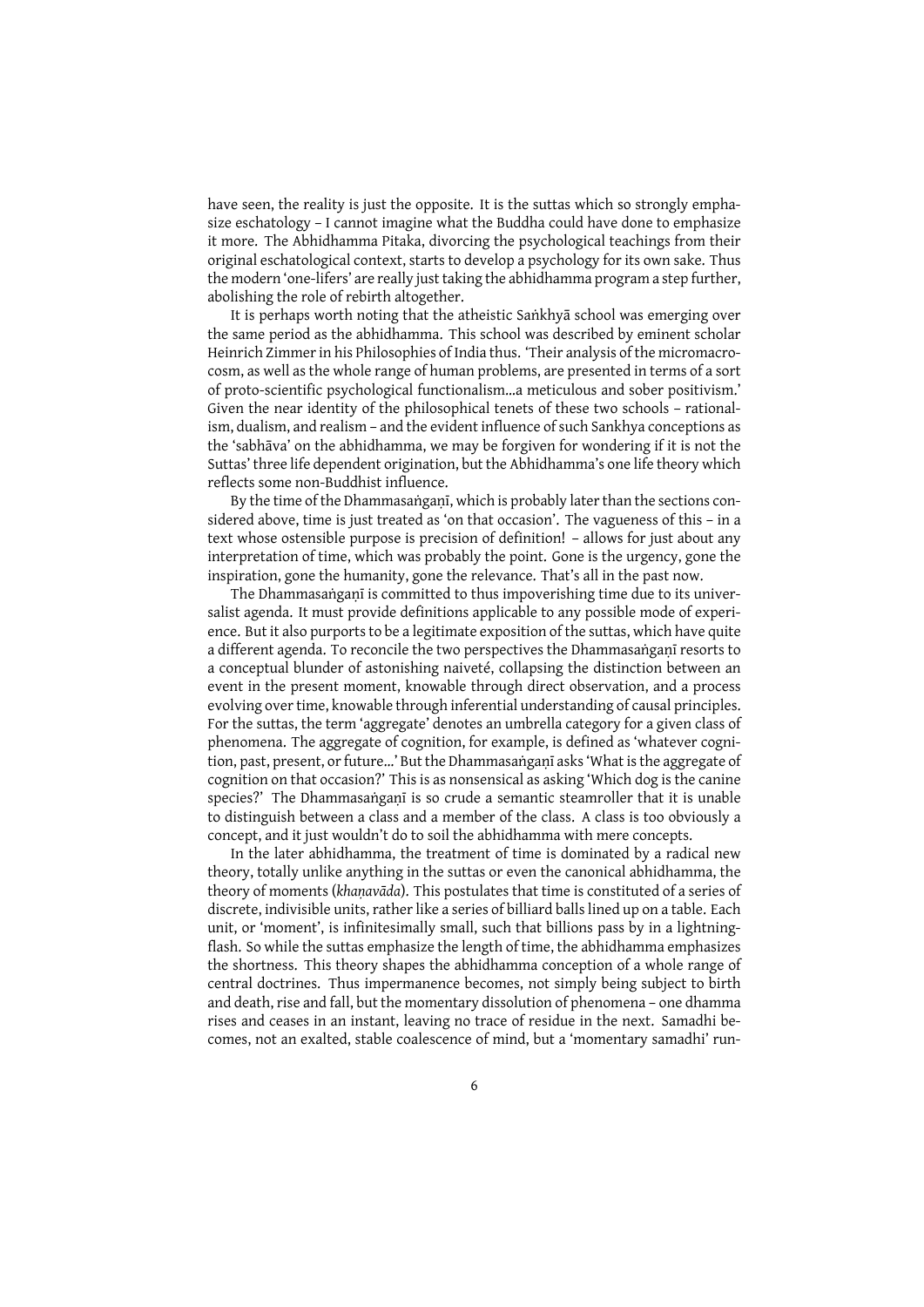have seen, the reality is just the opposite. It is the suttas which so strongly emphasize eschatology – I cannot imagine what the Buddha could have done to emphasize it more. The Abhidhamma Pitaka, divorcing the psychological teachings from their original eschatological context, starts to develop a psychology for its own sake. Thus the modern 'one-lifers' are really just taking the abhidhamma program a step further, abolishing the role of rebirth altogether.

It is perhaps worth noting that the atheistic Saṅkhyā school was emerging over the same period as the abhidhamma. This school was described by eminent scholar Heinrich Zimmer in his Philosophies of India thus. 'Their analysis of the micromacrocosm, as well as the whole range of human problems, are presented in terms of a sort of proto-scientific psychological functionalism...a meticulous and sober positivism.' Given the near identity of the philosophical tenets of these two schools – rationalism, dualism, and realism – and the evident influence of such Sankhya conceptions as the 'sabhāva' on the abhidhamma, we may be forgiven for wondering if it is not the Suttas' three life dependent origination, but the Abhidhamma's one life theory which reflects some non-Buddhist influence.

By the time of the Dhammasaṅgaṇī, which is probably later than the sections considered above, time is just treated as 'on that occasion'. The vagueness of this – in a text whose ostensible purpose is precision of definition! – allows for just about any interpretation of time, which was probably the point. Gone is the urgency, gone the inspiration, gone the humanity, gone the relevance. That's all in the past now.

The Dhammasaṅgaṇī is committed to thus impoverishing time due to its universalist agenda. It must provide definitions applicable to any possible mode of experience. But it also purports to be a legitimate exposition of the suttas, which have quite a different agenda. To reconcile the two perspectives the Dhammasaṅgaṇī resorts to a conceptual blunder of astonishing naiveté, collapsing the distinction between an event in the present moment, knowable through direct observation, and a process evolving over time, knowable through inferential understanding of causal principles. For the suttas, the term 'aggregate' denotes an umbrella category for a given class of phenomena. The aggregate of cognition, for example, is defined as 'whatever cognition, past, present, or future...' But the Dhammasaṅgaṇī asks 'What is the aggregate of cognition on that occasion?' This is as nonsensical as asking 'Which dog is the canine species?' The Dhammasaṅgaṇī is so crude a semantic steamroller that it is unable to distinguish between a class and a member of the class. A class is too obviously a concept, and it just wouldn't do to soil the abhidhamma with mere concepts.

In the later abhidhamma, the treatment of time is dominated by a radical new theory, totally unlike anything in the suttas or even the canonical abhidhamma, the theory of moments (*khaṇavāda*). This postulates that time is constituted of a series of discrete, indivisible units, rather like a series of billiard balls lined up on a table. Each unit, or 'moment', is infinitesimally small, such that billions pass by in a lightning-flash. So while the suttas emphasize the length of time, the abhidhamma emphasizes the shortness. This theory shapes the abhidhamma conception of a whole range of central doctrines. Thus impermanence becomes, not simply being subject to birth and death, rise and fall, but the momentary dissolution of phenomena – one dhamma rises and ceases in an instant, leaving no trace of residue in the next. Samadhi becomes, not an exalted, stable coalescence of mind, but a 'momentary samadhi' run-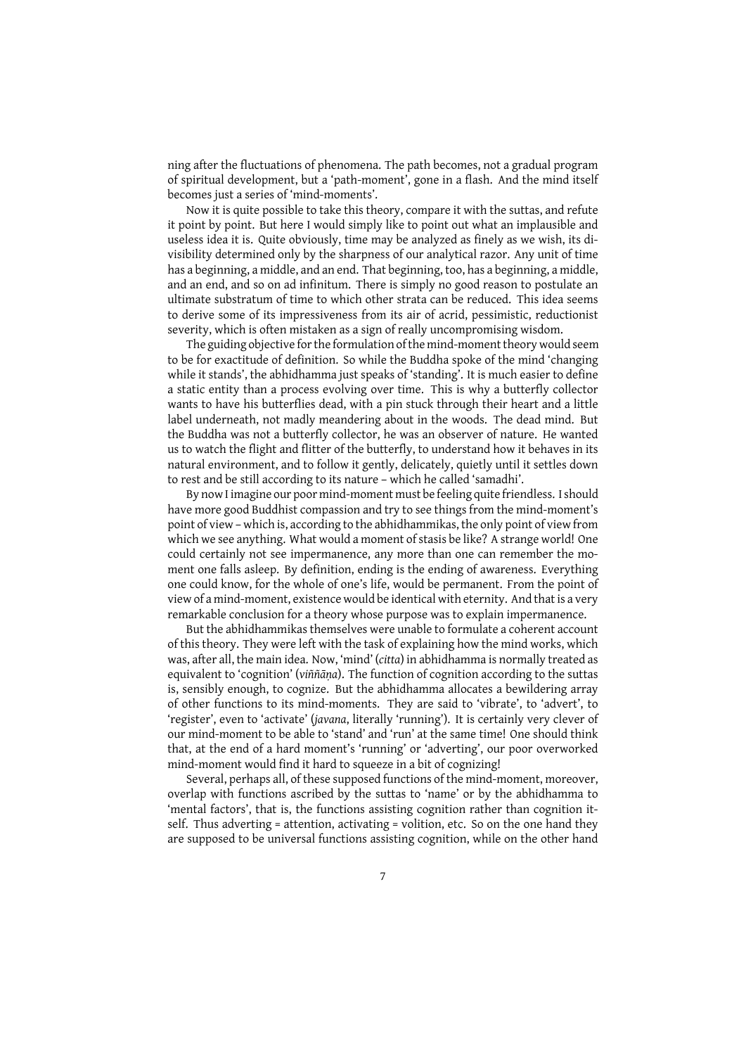ning after the fluctuations of phenomena. The path becomes, not a gradual program of spiritual development, but a 'path-moment', gone in a flash. And the mind itself becomes just a series of 'mind-moments'.

Now it is quite possible to take this theory, compare it with the suttas, and refute it point by point. But here I would simply like to point out what an implausible and useless idea it is. Quite obviously, time may be analyzed as finely as we wish, its divisibility determined only by the sharpness of our analytical razor. Any unit of time has a beginning, a middle, and an end. That beginning, too, has a beginning, a middle, and an end, and so on ad infinitum. There is simply no good reason to postulate an ultimate substratum of time to which other strata can be reduced. This idea seems to derive some of its impressiveness from its air of acrid, pessimistic, reductionist severity, which is often mistaken as a sign of really uncompromising wisdom.

The guiding objective for the formulation of the mind-moment theory would seem to be for exactitude of definition. So while the Buddha spoke of the mind 'changing while it stands', the abhidhamma just speaks of 'standing'. It is much easier to define a static entity than a process evolving over time. This is why a butterfly collector wants to have his butterflies dead, with a pin stuck through their heart and a little label underneath, not madly meandering about in the woods. The dead mind. But the Buddha was not a butterfly collector, he was an observer of nature. He wanted us to watch the flight and flitter of the butterfly, to understand how it behaves in its natural environment, and to follow it gently, delicately, quietly until it settles down to rest and be still according to its nature – which he called 'samadhi'.

By now I imagine our poor mind-moment must be feeling quite friendless. I should have more good Buddhist compassion and try to see things from the mind-moment's point of view – which is, according to the abhidhammikas, the only point of view from which we see anything. What would a moment of stasis be like? A strange world! One could certainly not see impermanence, any more than one can remember the moment one falls asleep. By definition, ending is the ending of awareness. Everything one could know, for the whole of one's life, would be permanent. From the point of view of a mind-moment, existence would be identical with eternity. And that is a very remarkable conclusion for a theory whose purpose was to explain impermanence.

But the abhidhammikas themselves were unable to formulate a coherent account of this theory. They were left with the task of explaining how the mind works, which was, after all, the main idea. Now, 'mind' (*citta*) in abhidhamma is normally treated as equivalent to 'cognition' (*viññāṇa*). The function of cognition according to the suttas is, sensibly enough, to cognize. But the abhidhamma allocates a bewildering array of other functions to its mind-moments. They are said to 'vibrate', to 'advert', to 'register', even to 'activate' (*javana*, literally 'running'). It is certainly very clever of our mind-moment to be able to 'stand' and 'run' at the same time! One should think that, at the end of a hard moment's 'running' or 'adverting', our poor overworked mind-moment would find it hard to squeeze in a bit of cognizing!

Several, perhaps all, of these supposed functions of the mind-moment, moreover, overlap with functions ascribed by the suttas to 'name' or by the abhidhamma to 'mental factors', that is, the functions assisting cognition rather than cognition itself. Thus adverting = attention, activating = volition, etc. So on the one hand they are supposed to be universal functions assisting cognition, while on the other hand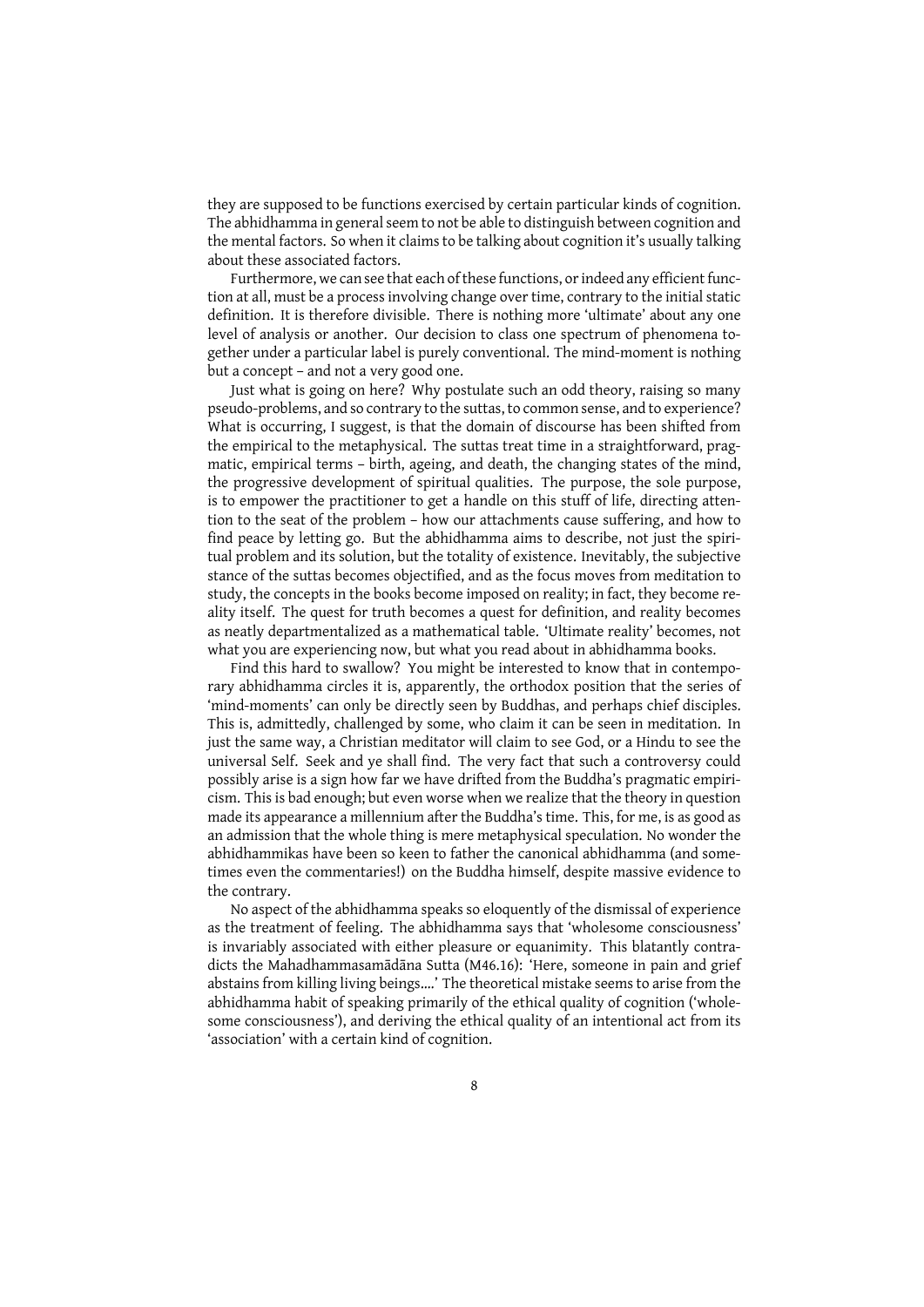they are supposed to be functions exercised by certain particular kinds of cognition. The abhidhamma in general seem to not be able to distinguish between cognition and the mental factors. So when it claims to be talking about cognition it's usually talking about these associated factors.

Furthermore, we can see that each of these functions, or indeed any efficient function at all, must be a process involving change over time, contrary to the initial static definition. It is therefore divisible. There is nothing more 'ultimate' about any one level of analysis or another. Our decision to class one spectrum of phenomena together under a particular label is purely conventional. The mind-moment is nothing but a concept – and not a very good one.

Just what is going on here? Why postulate such an odd theory, raising so many pseudo-problems, and so contrary to the suttas, to common sense, and to experience? What is occurring, I suggest, is that the domain of discourse has been shifted from the empirical to the metaphysical. The suttas treat time in a straightforward, pragmatic, empirical terms – birth, ageing, and death, the changing states of the mind, the progressive development of spiritual qualities. The purpose, the sole purpose, is to empower the practitioner to get a handle on this stuff of life, directing attention to the seat of the problem – how our attachments cause suffering, and how to find peace by letting go. But the abhidhamma aims to describe, not just the spiritual problem and its solution, but the totality of existence. Inevitably, the subjective stance of the suttas becomes objectified, and as the focus moves from meditation to study, the concepts in the books become imposed on reality; in fact, they become reality itself. The quest for truth becomes a quest for definition, and reality becomes as neatly departmentalized as a mathematical table. 'Ultimate reality' becomes, not what you are experiencing now, but what you read about in abhidhamma books.

Find this hard to swallow? You might be interested to know that in contemporary abhidhamma circles it is, apparently, the orthodox position that the series of 'mind-moments' can only be directly seen by Buddhas, and perhaps chief disciples. This is, admittedly, challenged by some, who claim it can be seen in meditation. In just the same way, a Christian meditator will claim to see God, or a Hindu to see the universal Self. Seek and ye shall find. The very fact that such a controversy could possibly arise is a sign how far we have drifted from the Buddha's pragmatic empiricism. This is bad enough; but even worse when we realize that the theory in question made its appearance a millennium after the Buddha's time. This, for me, is as good as an admission that the whole thing is mere metaphysical speculation. No wonder the abhidhammikas have been so keen to father the canonical abhidhamma (and sometimes even the commentaries!) on the Buddha himself, despite massive evidence to the contrary.

No aspect of the abhidhamma speaks so eloquently of the dismissal of experience as the treatment of feeling. The abhidhamma says that 'wholesome consciousness' is invariably associated with either pleasure or equanimity. This blatantly contradicts the Mahadhammasamādāna Sutta (M46.16): 'Here, someone in pain and grief abstains from killing living beings….' The theoretical mistake seems to arise from the abhidhamma habit of speaking primarily of the ethical quality of cognition ('wholesome consciousness'), and deriving the ethical quality of an intentional act from its 'association' with a certain kind of cognition.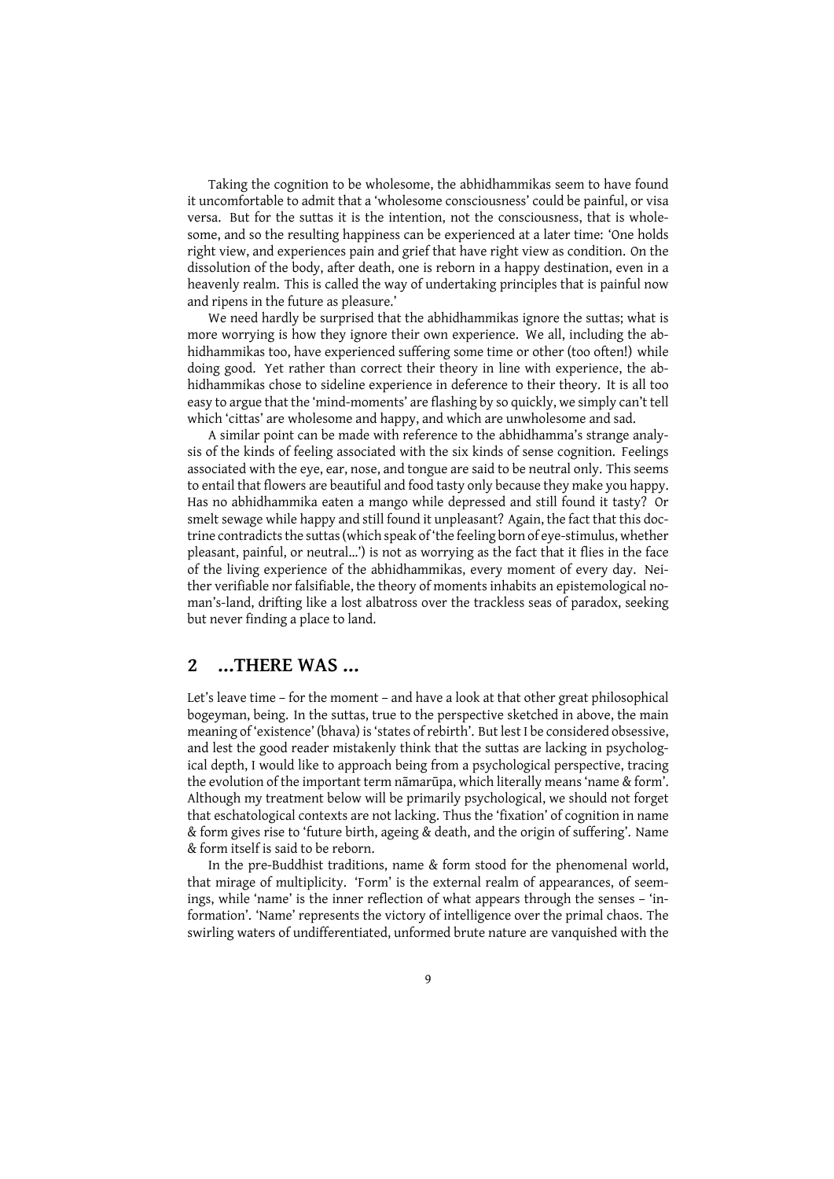Taking the cognition to be wholesome, the abhidhammikas seem to have found it uncomfortable to admit that a 'wholesome consciousness' could be painful, or visa versa. But for the suttas it is the intention, not the consciousness, that is wholesome, and so the resulting happiness can be experienced at a later time: 'One holds right view, and experiences pain and grief that have right view as condition. On the dissolution of the body, after death, one is reborn in a happy destination, even in a heavenly realm. This is called the way of undertaking principles that is painful now and ripens in the future as pleasure.'

We need hardly be surprised that the abhidhammikas ignore the suttas; what is more worrying is how they ignore their own experience. We all, including the abhidhammikas too, have experienced suffering some time or other (too often!) while doing good. Yet rather than correct their theory in line with experience, the abhidhammikas chose to sideline experience in deference to their theory. It is all too easy to argue that the 'mind-moments' are flashing by so quickly, we simply can't tell which 'cittas' are wholesome and happy, and which are unwholesome and sad.

A similar point can be made with reference to the abhidhamma's strange analysis of the kinds of feeling associated with the six kinds of sense cognition. Feelings associated with the eye, ear, nose, and tongue are said to be neutral only. This seems to entail that flowers are beautiful and food tasty only because they make you happy. Has no abhidhammika eaten a mango while depressed and still found it tasty? Or smelt sewage while happy and still found it unpleasant? Again, the fact that this doctrine contradicts the suttas (which speak of 'the feeling born of eye-stimulus, whether pleasant, painful, or neutral…') is not as worrying as the fact that it flies in the face of the living experience of the abhidhammikas, every moment of every day. Neither verifiable nor falsifiable, the theory of moments inhabits an epistemological no-man's-land, drifting like a lost albatross over the trackless seas of paradox, seeking but never finding a place to land.

## 2 …THERE WAS …

Let's leave time – for the moment – and have a look at that other great philosophical bogeyman, being. In the suttas, true to the perspective sketched in above, the main meaning of 'existence' (bhava) is 'states of rebirth'. But lest I be considered obsessive, and lest the good reader mistakenly think that the suttas are lacking in psychological depth, I would like to approach being from a psychological perspective, tracing the evolution of the important term nāmarūpa, which literally means 'name & form'. Although my treatment below will be primarily psychological, we should not forget that eschatological contexts are not lacking. Thus the 'fixation' of cognition in name & form gives rise to 'future birth, ageing & death, and the origin of suffering'. Name & form itself is said to be reborn.

In the pre-Buddhist traditions, name & form stood for the phenomenal world, that mirage of multiplicity. 'Form' is the external realm of appearances, of seemings, while 'name' is the inner reflection of what appears through the senses – 'information'. 'Name' represents the victory of intelligence over the primal chaos. The swirling waters of undifferentiated, unformed brute nature are vanquished with the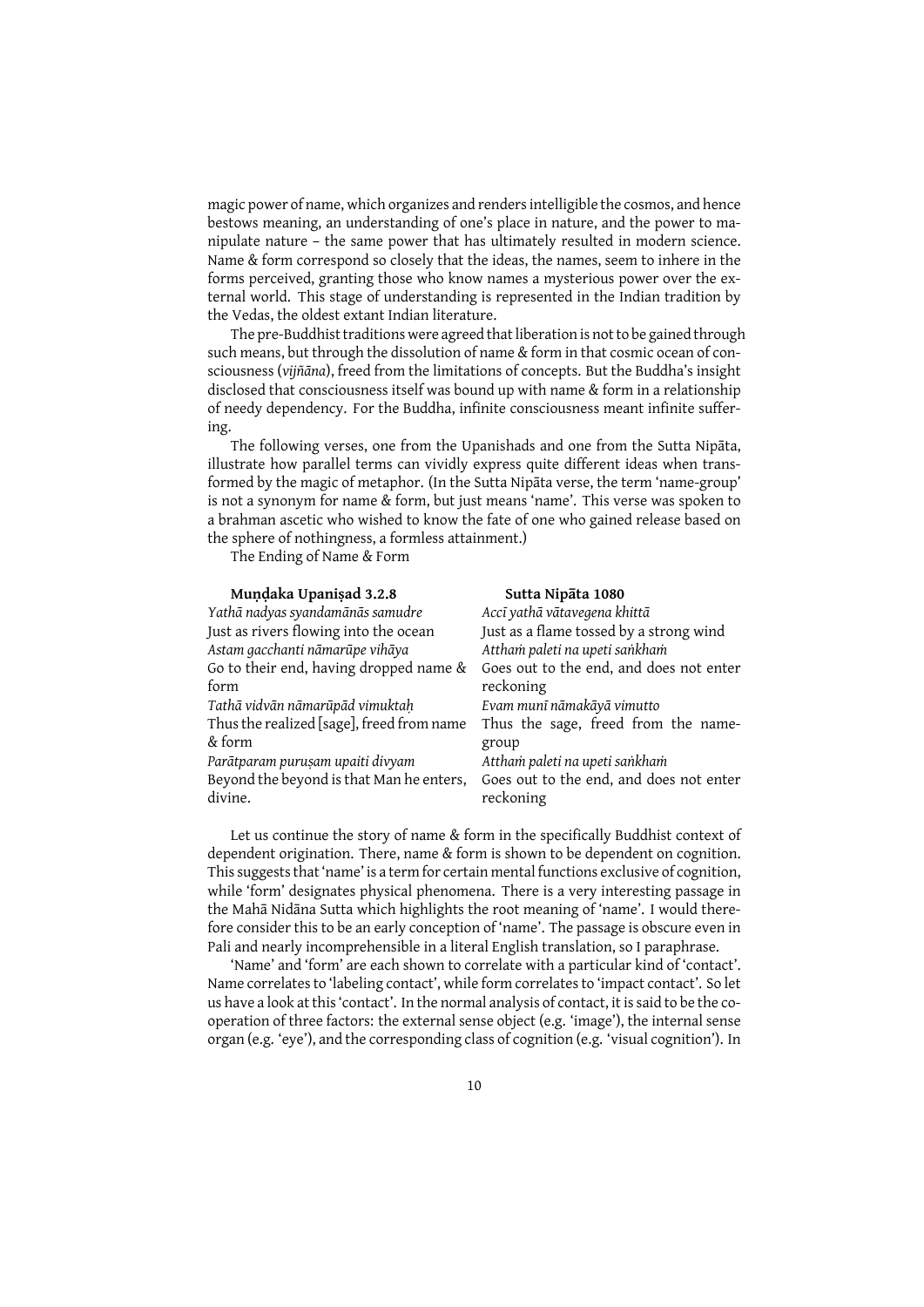magic power of name, which organizes and renders intelligible the cosmos, and hence bestows meaning, an understanding of one's place in nature, and the power to manipulate nature – the same power that has ultimately resulted in modern science. Name & form correspond so closely that the ideas, the names, seem to inhere in the forms perceived, granting those who know names a mysterious power over the external world. This stage of understanding is represented in the Indian tradition by the Vedas, the oldest extant Indian literature.

The pre-Buddhist traditions were agreed that liberation is not to be gained through such means, but through the dissolution of name & form in that cosmic ocean of consciousness (*vijñāna*), freed from the limitations of concepts. But the Buddha's insight disclosed that consciousness itself was bound up with name & form in a relationship of needy dependency. For the Buddha, infinite consciousness meant infinite suffering.

The following verses, one from the Upanishads and one from the Sutta Nipāta, illustrate how parallel terms can vividly express quite different ideas when transformed by the magic of metaphor. (In the Sutta Nipāta verse, the term 'name-group' is not a synonym for name & form, but just means 'name'. This verse was spoken to a brahman ascetic who wished to know the fate of one who gained release based on the sphere of nothingness, a formless attainment.)

The Ending of Name & Form

| **Muṇḍaka Upaniṣad 3.2.8** | **Sutta Nipāta 1080** |
|---|---|
| *Yathā nadyas syandamānās samudre* | *Accī yathā vātavegena khittā* |
| Just as rivers flowing into the ocean | Just as a flame tossed by a strong wind |
| *Astam gacchanti nāmarūpe vihāya* | *Atthaṁ paleti na upeti saṅkhaṁ* |
| Go to their end, having dropped name & form | Goes out to the end, and does not enter reckoning |
| *Tathā vidvān nāmarūpād vimuktaḥ* | *Evam munī nāmakāyā vimutto* |
| Thus the realized [sage], freed from name & form | Thus the sage, freed from the name-group |
| *Parātparam puruṣam upaiti divyam* | *Atthaṁ paleti na upeti saṅkhaṁ* |
| Beyond the beyond is that Man he enters, divine. | Goes out to the end, and does not enter reckoning |

Let us continue the story of name & form in the specifically Buddhist context of dependent origination. There, name & form is shown to be dependent on cognition. This suggests that 'name' is a term for certain mental functions exclusive of cognition, while 'form' designates physical phenomena. There is a very interesting passage in the Mahā Nidāna Sutta which highlights the root meaning of 'name'. I would therefore consider this to be an early conception of 'name'. The passage is obscure even in Pali and nearly incomprehensible in a literal English translation, so I paraphrase.

'Name' and 'form' are each shown to correlate with a particular kind of 'contact'. Name correlates to 'labeling contact', while form correlates to 'impact contact'. So let us have a look at this 'contact'. In the normal analysis of contact, it is said to be the co-operation of three factors: the external sense object (e.g. 'image'), the internal sense organ (e.g. 'eye'), and the corresponding class of cognition (e.g. 'visual cognition'). In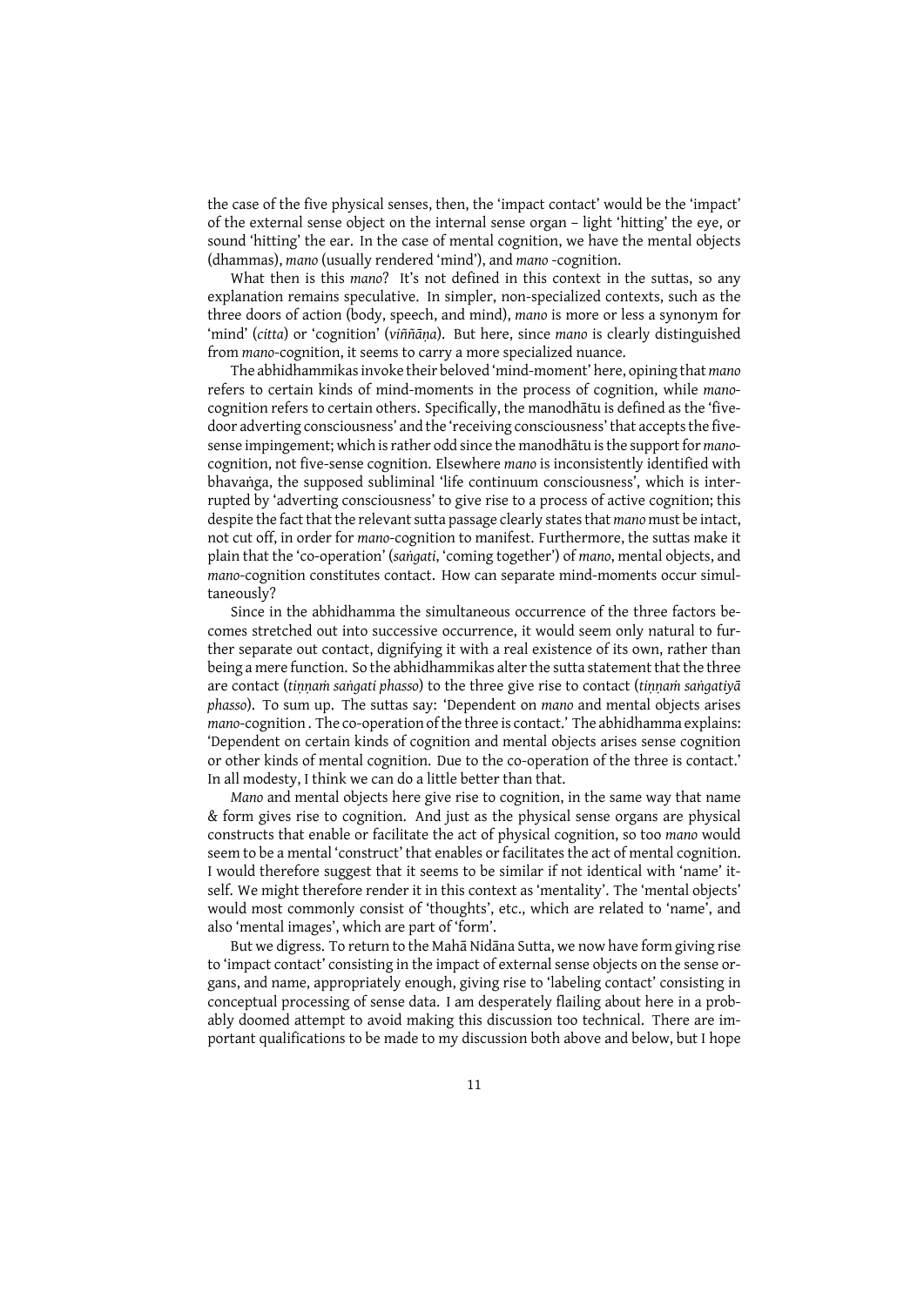the case of the five physical senses, then, the 'impact contact' would be the 'impact' of the external sense object on the internal sense organ – light 'hitting' the eye, or sound 'hitting' the ear. In the case of mental cognition, we have the mental objects (dhammas), *mano* (usually rendered 'mind'), and *mano* -cognition.

What then is this *mano*? It's not defined in this context in the suttas, so any explanation remains speculative. In simpler, non-specialized contexts, such as the three doors of action (body, speech, and mind), *mano* is more or less a synonym for 'mind' (*citta*) or 'cognition' (*viññāṇa*). But here, since *mano* is clearly distinguished from *mano*-cognition, it seems to carry a more specialized nuance.

The abhidhammikas invoke their beloved 'mind-moment' here, opining that *mano* refers to certain kinds of mind-moments in the process of cognition, while *mano*-cognition refers to certain others. Specifically, the manodhātu is defined as the 'five-door adverting consciousness' and the 'receiving consciousness' that accepts the five-sense impingement; which is rather odd since the manodhātu is the support for *mano*-cognition, not five-sense cognition. Elsewhere *mano* is inconsistently identified with bhavaṅga, the supposed subliminal 'life continuum consciousness', which is interrupted by 'adverting consciousness' to give rise to a process of active cognition; this despite the fact that the relevant sutta passage clearly states that *mano* must be intact, not cut off, in order for *mano*-cognition to manifest. Furthermore, the suttas make it plain that the 'co-operation' (*saṅgati*, 'coming together') of *mano*, mental objects, and *mano*-cognition constitutes contact. How can separate mind-moments occur simultaneously?

Since in the abhidhamma the simultaneous occurrence of the three factors becomes stretched out into successive occurrence, it would seem only natural to further separate out contact, dignifying it with a real existence of its own, rather than being a mere function. So the abhidhammikas alter the sutta statement that the three are contact (*tiṇṇaṁ saṅgati phasso*) to the three give rise to contact (*tiṇṇaṁ saṅgatiyā phasso*). To sum up. The suttas say: 'Dependent on *mano* and mental objects arises *mano*-cognition . The co-operation of the three is contact.' The abhidhamma explains: 'Dependent on certain kinds of cognition and mental objects arises sense cognition or other kinds of mental cognition. Due to the co-operation of the three is contact.' In all modesty, I think we can do a little better than that.

*Mano* and mental objects here give rise to cognition, in the same way that name & form gives rise to cognition. And just as the physical sense organs are physical constructs that enable or facilitate the act of physical cognition, so too *mano* would seem to be a mental 'construct' that enables or facilitates the act of mental cognition. I would therefore suggest that it seems to be similar if not identical with 'name' itself. We might therefore render it in this context as 'mentality'. The 'mental objects' would most commonly consist of 'thoughts', etc., which are related to 'name', and also 'mental images', which are part of 'form'.

But we digress. To return to the Mahā Nidāna Sutta, we now have form giving rise to 'impact contact' consisting in the impact of external sense objects on the sense organs, and name, appropriately enough, giving rise to 'labeling contact' consisting in conceptual processing of sense data. I am desperately flailing about here in a probably doomed attempt to avoid making this discussion too technical. There are important qualifications to be made to my discussion both above and below, but I hope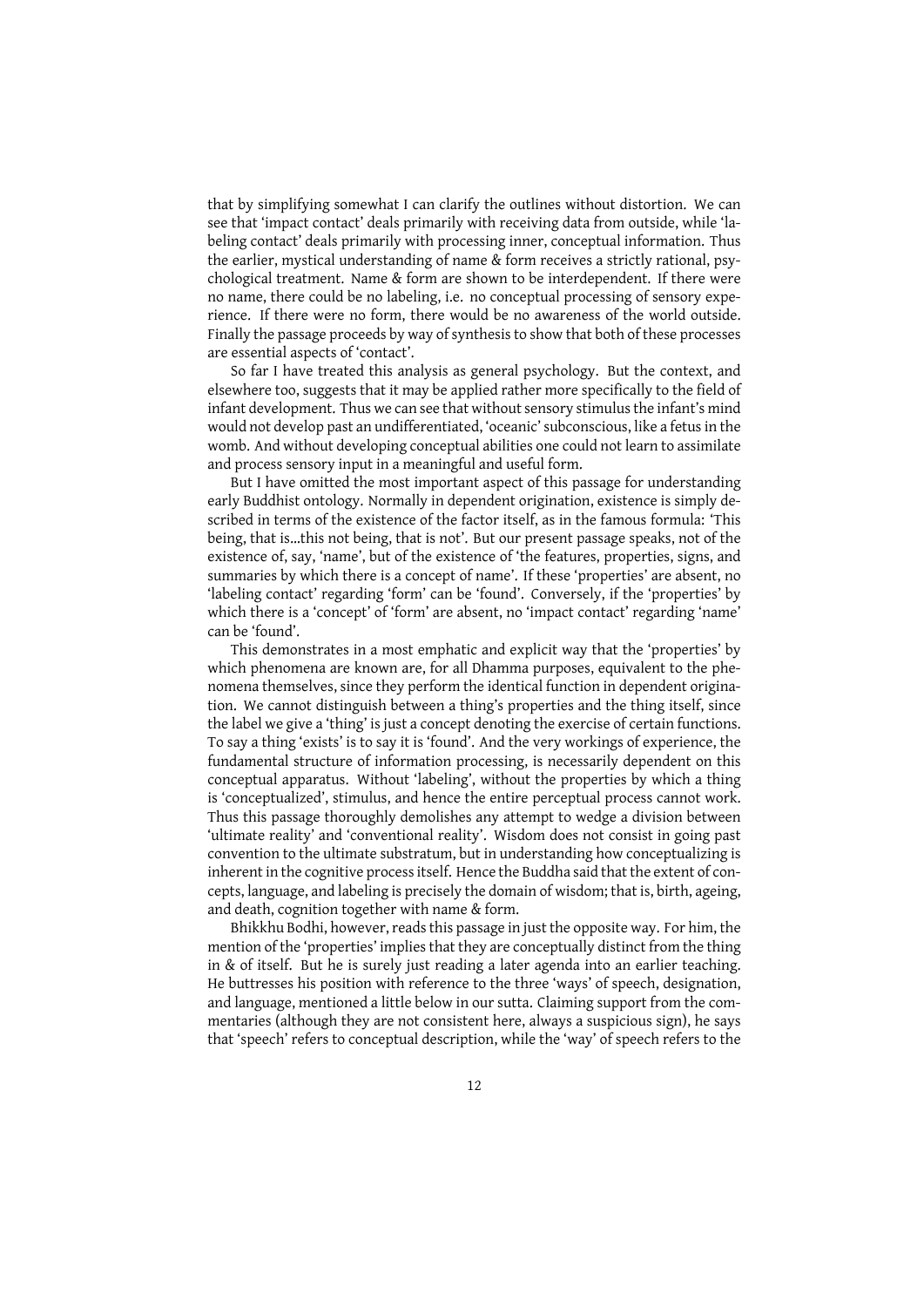that by simplifying somewhat I can clarify the outlines without distortion. We can see that 'impact contact' deals primarily with receiving data from outside, while 'labeling contact' deals primarily with processing inner, conceptual information. Thus the earlier, mystical understanding of name & form receives a strictly rational, psychological treatment. Name & form are shown to be interdependent. If there were no name, there could be no labeling, i.e. no conceptual processing of sensory experience. If there were no form, there would be no awareness of the world outside. Finally the passage proceeds by way of synthesis to show that both of these processes are essential aspects of 'contact'.

So far I have treated this analysis as general psychology. But the context, and elsewhere too, suggests that it may be applied rather more specifically to the field of infant development. Thus we can see that without sensory stimulus the infant's mind would not develop past an undifferentiated, 'oceanic' subconscious, like a fetus in the womb. And without developing conceptual abilities one could not learn to assimilate and process sensory input in a meaningful and useful form.

But I have omitted the most important aspect of this passage for understanding early Buddhist ontology. Normally in dependent origination, existence is simply described in terms of the existence of the factor itself, as in the famous formula: 'This being, that is…this not being, that is not'. But our present passage speaks, not of the existence of, say, 'name', but of the existence of 'the features, properties, signs, and summaries by which there is a concept of name'. If these 'properties' are absent, no 'labeling contact' regarding 'form' can be 'found'. Conversely, if the 'properties' by which there is a 'concept' of 'form' are absent, no 'impact contact' regarding 'name' can be 'found'.

This demonstrates in a most emphatic and explicit way that the 'properties' by which phenomena are known are, for all Dhamma purposes, equivalent to the phenomena themselves, since they perform the identical function in dependent origination. We cannot distinguish between a thing's properties and the thing itself, since the label we give a 'thing' is just a concept denoting the exercise of certain functions. To say a thing 'exists' is to say it is 'found'. And the very workings of experience, the fundamental structure of information processing, is necessarily dependent on this conceptual apparatus. Without 'labeling', without the properties by which a thing is 'conceptualized', stimulus, and hence the entire perceptual process cannot work. Thus this passage thoroughly demolishes any attempt to wedge a division between 'ultimate reality' and 'conventional reality'. Wisdom does not consist in going past convention to the ultimate substratum, but in understanding how conceptualizing is inherent in the cognitive process itself. Hence the Buddha said that the extent of concepts, language, and labeling is precisely the domain of wisdom; that is, birth, ageing, and death, cognition together with name & form.

Bhikkhu Bodhi, however, reads this passage in just the opposite way. For him, the mention of the 'properties' implies that they are conceptually distinct from the thing in & of itself. But he is surely just reading a later agenda into an earlier teaching. He buttresses his position with reference to the three 'ways' of speech, designation, and language, mentioned a little below in our sutta. Claiming support from the commentaries (although they are not consistent here, always a suspicious sign), he says that 'speech' refers to conceptual description, while the 'way' of speech refers to the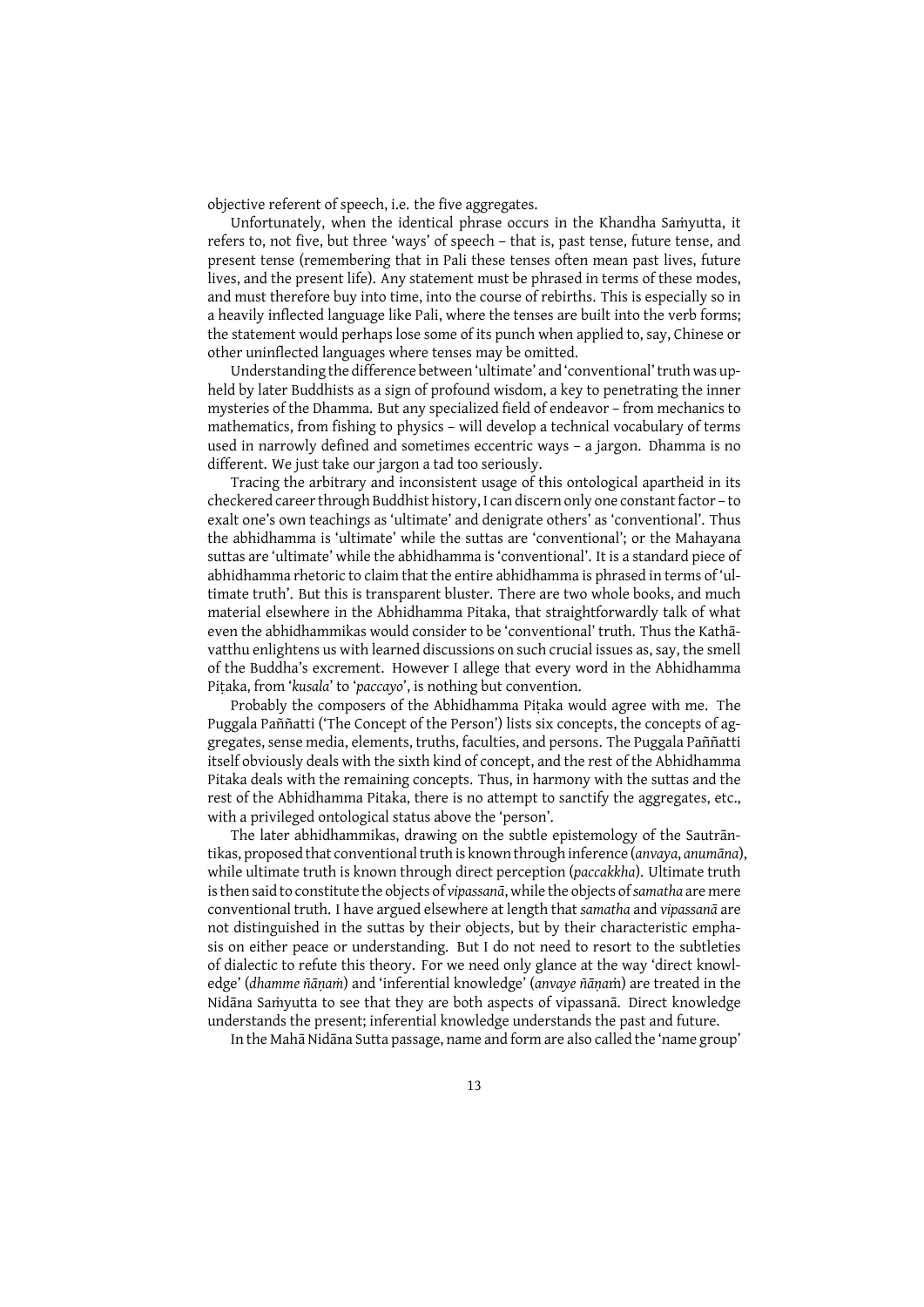objective referent of speech, i.e. the five aggregates.

Unfortunately, when the identical phrase occurs in the Khandha Saṁyutta, it refers to, not five, but three 'ways' of speech – that is, past tense, future tense, and present tense (remembering that in Pali these tenses often mean past lives, future lives, and the present life). Any statement must be phrased in terms of these modes, and must therefore buy into time, into the course of rebirths. This is especially so in a heavily inflected language like Pali, where the tenses are built into the verb forms; the statement would perhaps lose some of its punch when applied to, say, Chinese or other uninflected languages where tenses may be omitted.

Understanding the difference between 'ultimate' and 'conventional' truth was upheld by later Buddhists as a sign of profound wisdom, a key to penetrating the inner mysteries of the Dhamma. But any specialized field of endeavor – from mechanics to mathematics, from fishing to physics – will develop a technical vocabulary of terms used in narrowly defined and sometimes eccentric ways – a jargon. Dhamma is no different. We just take our jargon a tad too seriously.

Tracing the arbitrary and inconsistent usage of this ontological apartheid in its checkered career through Buddhist history, I can discern only one constant factor – to exalt one's own teachings as 'ultimate' and denigrate others' as 'conventional'. Thus the abhidhamma is 'ultimate' while the suttas are 'conventional'; or the Mahayana suttas are 'ultimate' while the abhidhamma is 'conventional'. It is a standard piece of abhidhamma rhetoric to claim that the entire abhidhamma is phrased in terms of 'ultimate truth'. But this is transparent bluster. There are two whole books, and much material elsewhere in the Abhidhamma Pitaka, that straightforwardly talk of what even the abhidhammikas would consider to be 'conventional' truth. Thus the Kathāvatthu enlightens us with learned discussions on such crucial issues as, say, the smell of the Buddha's excrement. However I allege that every word in the Abhidhamma Piṭaka, from '*kusala*' to '*paccayo*', is nothing but convention.

Probably the composers of the Abhidhamma Piṭaka would agree with me. The Puggala Paññatti ('The Concept of the Person') lists six concepts, the concepts of aggregates, sense media, elements, truths, faculties, and persons. The Puggala Paññatti itself obviously deals with the sixth kind of concept, and the rest of the Abhidhamma Pitaka deals with the remaining concepts. Thus, in harmony with the suttas and the rest of the Abhidhamma Pitaka, there is no attempt to sanctify the aggregates, etc., with a privileged ontological status above the 'person'.

The later abhidhammikas, drawing on the subtle epistemology of the Sautrāntikas, proposed that conventional truth is known through inference (*anvaya*, *anumāna*), while ultimate truth is known through direct perception (*paccakkha*). Ultimate truth is then said to constitute the objects of *vipassanā*, while the objects of *samatha* are mere conventional truth. I have argued elsewhere at length that *samatha* and *vipassanā* are not distinguished in the suttas by their objects, but by their characteristic emphasis on either peace or understanding. But I do not need to resort to the subtleties of dialectic to refute this theory. For we need only glance at the way 'direct knowledge' (*dhamme ñāṇaṁ*) and 'inferential knowledge' (*anvaye ñāṇaṁ*) are treated in the Nidāna Saṁyutta to see that they are both aspects of vipassanā. Direct knowledge understands the present; inferential knowledge understands the past and future.

In the Mahā Nidāna Sutta passage, name and form are also called the 'name group'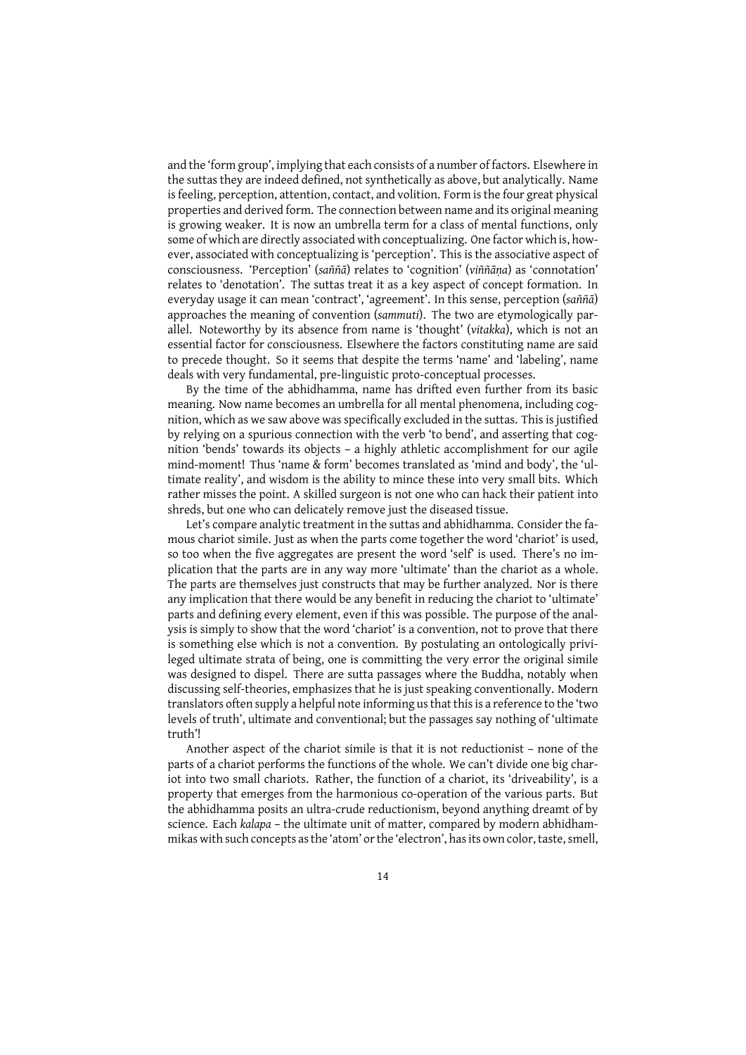and the 'form group', implying that each consists of a number of factors. Elsewhere in the suttas they are indeed defined, not synthetically as above, but analytically. Name is feeling, perception, attention, contact, and volition. Form is the four great physical properties and derived form. The connection between name and its original meaning is growing weaker. It is now an umbrella term for a class of mental functions, only some of which are directly associated with conceptualizing. One factor which is, however, associated with conceptualizing is 'perception'. This is the associative aspect of consciousness. 'Perception' (*saññā*) relates to 'cognition' (*viññāṇa*) as 'connotation' relates to 'denotation'. The suttas treat it as a key aspect of concept formation. In everyday usage it can mean 'contract', 'agreement'. In this sense, perception (*saññā*) approaches the meaning of convention (*sammuti*). The two are etymologically parallel. Noteworthy by its absence from name is 'thought' (*vitakka*), which is not an essential factor for consciousness. Elsewhere the factors constituting name are said to precede thought. So it seems that despite the terms 'name' and 'labeling', name deals with very fundamental, pre-linguistic proto-conceptual processes.

By the time of the abhidhamma, name has drifted even further from its basic meaning. Now name becomes an umbrella for all mental phenomena, including cognition, which as we saw above was specifically excluded in the suttas. This is justified by relying on a spurious connection with the verb 'to bend', and asserting that cognition 'bends' towards its objects – a highly athletic accomplishment for our agile mind-moment! Thus 'name & form' becomes translated as 'mind and body', the 'ultimate reality', and wisdom is the ability to mince these into very small bits. Which rather misses the point. A skilled surgeon is not one who can hack their patient into shreds, but one who can delicately remove just the diseased tissue.

Let's compare analytic treatment in the suttas and abhidhamma. Consider the famous chariot simile. Just as when the parts come together the word 'chariot' is used, so too when the five aggregates are present the word 'self' is used. There's no implication that the parts are in any way more 'ultimate' than the chariot as a whole. The parts are themselves just constructs that may be further analyzed. Nor is there any implication that there would be any benefit in reducing the chariot to 'ultimate' parts and defining every element, even if this was possible. The purpose of the analysis is simply to show that the word 'chariot' is a convention, not to prove that there is something else which is not a convention. By postulating an ontologically privileged ultimate strata of being, one is committing the very error the original simile was designed to dispel. There are sutta passages where the Buddha, notably when discussing self-theories, emphasizes that he is just speaking conventionally. Modern translators often supply a helpful note informing us that this is a reference to the 'two levels of truth', ultimate and conventional; but the passages say nothing of 'ultimate truth'!

Another aspect of the chariot simile is that it is not reductionist – none of the parts of a chariot performs the functions of the whole. We can't divide one big chariot into two small chariots. Rather, the function of a chariot, its 'driveability', is a property that emerges from the harmonious co-operation of the various parts. But the abhidhamma posits an ultra-crude reductionism, beyond anything dreamt of by science. Each *kalapa* – the ultimate unit of matter, compared by modern abhidhammikas with such concepts as the 'atom' or the 'electron', has its own color, taste, smell,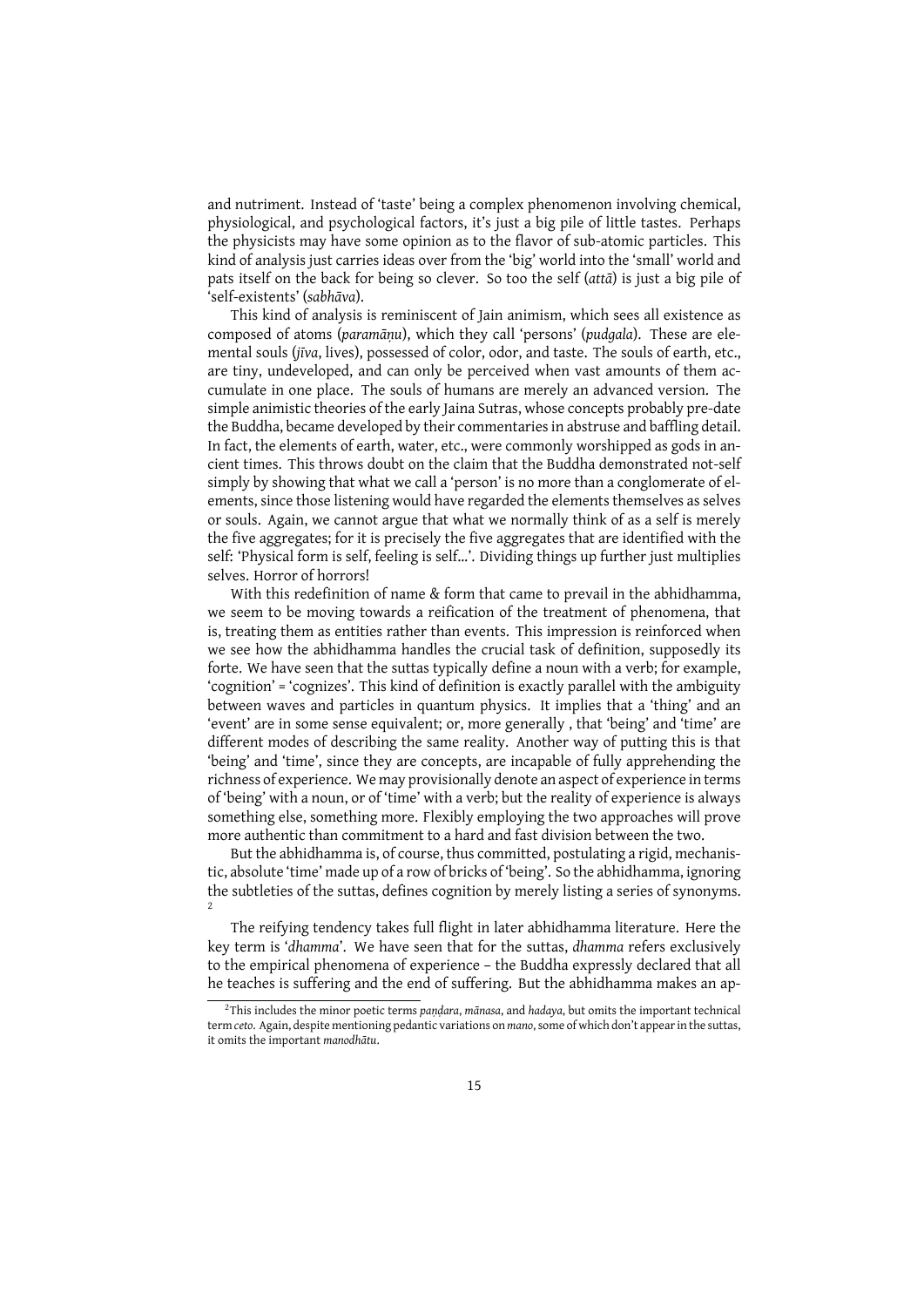and nutriment. Instead of 'taste' being a complex phenomenon involving chemical, physiological, and psychological factors, it's just a big pile of little tastes. Perhaps the physicists may have some opinion as to the flavor of sub-atomic particles. This kind of analysis just carries ideas over from the 'big' world into the 'small' world and pats itself on the back for being so clever. So too the self (*attā*) is just a big pile of 'self-existents' (*sabhāva*).

This kind of analysis is reminiscent of Jain animism, which sees all existence as composed of atoms (*paramāṇu*), which they call 'persons' (*pudgala*). These are elemental souls (*jīva*, lives), possessed of color, odor, and taste. The souls of earth, etc., are tiny, undeveloped, and can only be perceived when vast amounts of them accumulate in one place. The souls of humans are merely an advanced version. The simple animistic theories of the early Jaina Sutras, whose concepts probably pre-date the Buddha, became developed by their commentaries in abstruse and baffling detail. In fact, the elements of earth, water, etc., were commonly worshipped as gods in ancient times. This throws doubt on the claim that the Buddha demonstrated not-self simply by showing that what we call a 'person' is no more than a conglomerate of elements, since those listening would have regarded the elements themselves as selves or souls. Again, we cannot argue that what we normally think of as a self is merely the five aggregates; for it is precisely the five aggregates that are identified with the self: 'Physical form is self, feeling is self…'. Dividing things up further just multiplies selves. Horror of horrors!

With this redefinition of name & form that came to prevail in the abhidhamma, we seem to be moving towards a reification of the treatment of phenomena, that is, treating them as entities rather than events. This impression is reinforced when we see how the abhidhamma handles the crucial task of definition, supposedly its forte. We have seen that the suttas typically define a noun with a verb; for example, 'cognition' = 'cognizes'. This kind of definition is exactly parallel with the ambiguity between waves and particles in quantum physics. It implies that a 'thing' and an 'event' are in some sense equivalent; or, more generally , that 'being' and 'time' are different modes of describing the same reality. Another way of putting this is that 'being' and 'time', since they are concepts, are incapable of fully apprehending the richness of experience. We may provisionally denote an aspect of experience in terms of 'being' with a noun, or of 'time' with a verb; but the reality of experience is always something else, something more. Flexibly employing the two approaches will prove more authentic than commitment to a hard and fast division between the two.

But the abhidhamma is, of course, thus committed, postulating a rigid, mechanistic, absolute 'time' made up of a row of bricks of 'being'. So the abhidhamma, ignoring the subtleties of the suttas, defines cognition by merely listing a series of synonyms. [2]

The reifying tendency takes full flight in later abhidhamma literature. Here the key term is '*dhamma*'. We have seen that for the suttas, *dhamma* refers exclusively to the empirical phenomena of experience – the Buddha expressly declared that all he teaches is suffering and the end of suffering. But the abhidhamma makes an ap-

---

[2] This includes the minor poetic terms *paṇḍara*, *mānasa*, and *hadaya*, but omits the important technical term *ceto*. Again, despite mentioning pedantic variations on *mano*, some of which don't appear in the suttas, it omits the important *manodhātu*.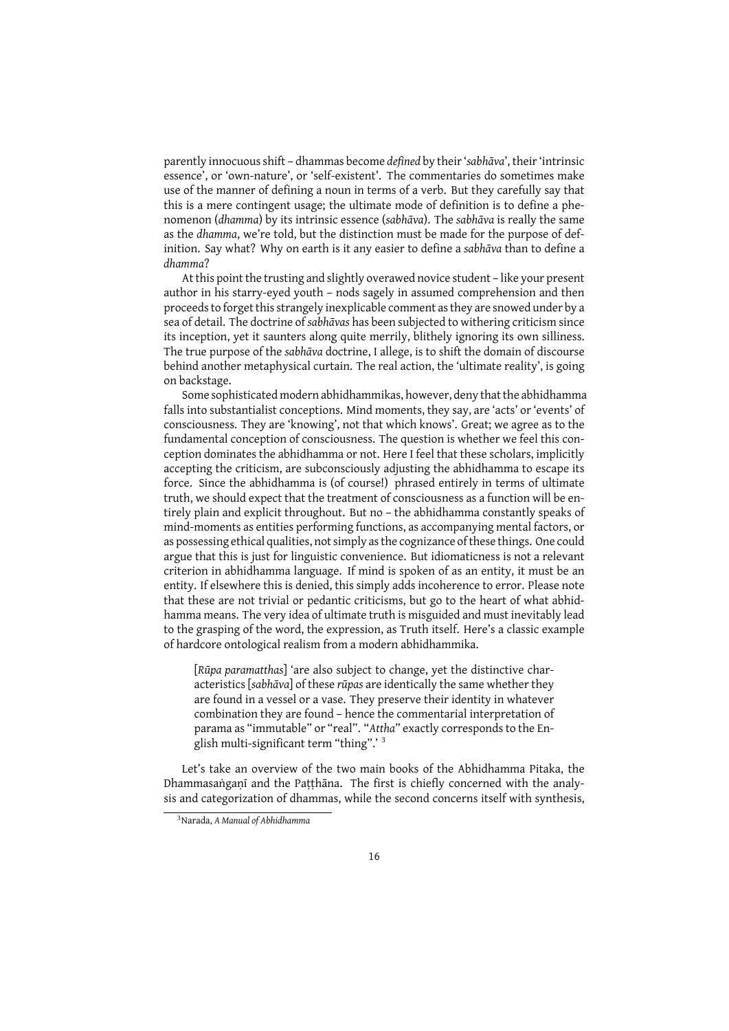parently innocuous shift – dhammas become *defined* by their '*sabhāva*', their 'intrinsic essence', or 'own-nature', or 'self-existent'. The commentaries do sometimes make use of the manner of defining a noun in terms of a verb. But they carefully say that this is a mere contingent usage; the ultimate mode of definition is to define a phenomenon (*dhamma*) by its intrinsic essence (*sabhāva*). The *sabhāva* is really the same as the *dhamma*, we're told, but the distinction must be made for the purpose of definition. Say what? Why on earth is it any easier to define a *sabhāva* than to define a *dhamma*?

At this point the trusting and slightly overawed novice student – like your present author in his starry-eyed youth – nods sagely in assumed comprehension and then proceeds to forget this strangely inexplicable comment as they are snowed under by a sea of detail. The doctrine of *sabhāvas* has been subjected to withering criticism since its inception, yet it saunters along quite merrily, blithely ignoring its own silliness. The true purpose of the *sabhāva* doctrine, I allege, is to shift the domain of discourse behind another metaphysical curtain. The real action, the 'ultimate reality', is going on backstage.

Some sophisticated modern abhidhammikas, however, deny that the abhidhamma falls into substantialist conceptions. Mind moments, they say, are 'acts' or 'events' of consciousness. They are 'knowing', not that which knows'. Great; we agree as to the fundamental conception of consciousness. The question is whether we feel this conception dominates the abhidhamma or not. Here I feel that these scholars, implicitly accepting the criticism, are subconsciously adjusting the abhidhamma to escape its force. Since the abhidhamma is (of course!) phrased entirely in terms of ultimate truth, we should expect that the treatment of consciousness as a function will be entirely plain and explicit throughout. But no – the abhidhamma constantly speaks of mind-moments as entities performing functions, as accompanying mental factors, or as possessing ethical qualities, not simply as the cognizance of these things. One could argue that this is just for linguistic convenience. But idiomaticness is not a relevant criterion in abhidhamma language. If mind is spoken of as an entity, it must be an entity. If elsewhere this is denied, this simply adds incoherence to error. Please note that these are not trivial or pedantic criticisms, but go to the heart of what abhidhamma means. The very idea of ultimate truth is misguided and must inevitably lead to the grasping of the word, the expression, as Truth itself. Here's a classic example of hardcore ontological realism from a modern abhidhammika.

> [*Rūpa paramatthas*] 'are also subject to change, yet the distinctive characteristics [*sabhāva*] of these *rūpas* are identically the same whether they are found in a vessel or a vase. They preserve their identity in whatever combination they are found – hence the commentarial interpretation of parama as "immutable" or "real". "*Attha*" exactly corresponds to the English multi-significant term "thing".' [3]

Let's take an overview of the two main books of the Abhidhamma Pitaka, the Dhammasaṅgaṇī and the Paṭṭhāna. The first is chiefly concerned with the analysis and categorization of dhammas, while the second concerns itself with synthesis,

[3] Narada, *A Manual of Abhidhamma*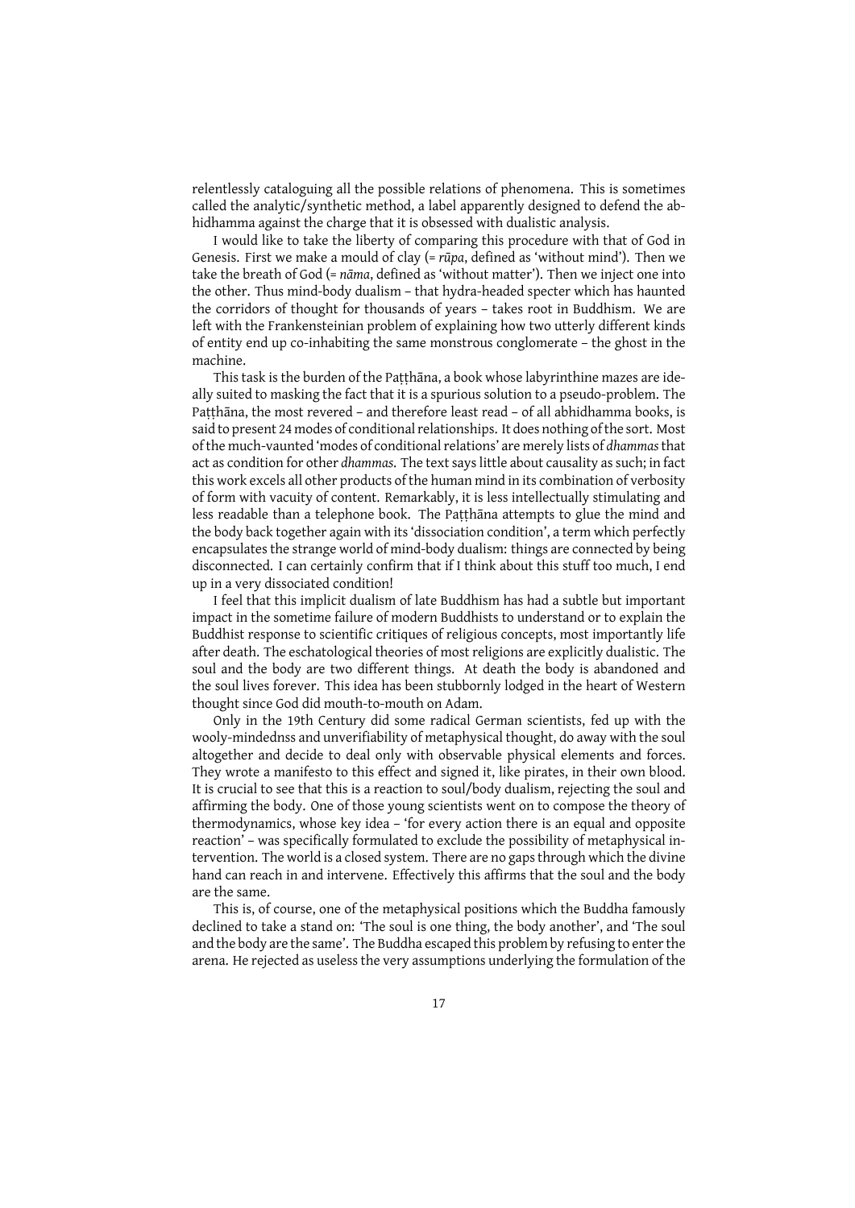relentlessly cataloguing all the possible relations of phenomena. This is sometimes called the analytic/synthetic method, a label apparently designed to defend the abhidhamma against the charge that it is obsessed with dualistic analysis.

I would like to take the liberty of comparing this procedure with that of God in Genesis. First we make a mould of clay (= *rūpa*, defined as 'without mind'). Then we take the breath of God (= *nāma*, defined as 'without matter'). Then we inject one into the other. Thus mind-body dualism – that hydra-headed specter which has haunted the corridors of thought for thousands of years – takes root in Buddhism. We are left with the Frankensteinian problem of explaining how two utterly different kinds of entity end up co-inhabiting the same monstrous conglomerate – the ghost in the machine.

This task is the burden of the Paṭṭhāna, a book whose labyrinthine mazes are ideally suited to masking the fact that it is a spurious solution to a pseudo-problem. The Paṭṭhāna, the most revered – and therefore least read – of all abhidhamma books, is said to present 24 modes of conditional relationships. It does nothing of the sort. Most of the much-vaunted 'modes of conditional relations' are merely lists of *dhammas* that act as condition for other *dhammas.* The text says little about causality as such; in fact this work excels all other products of the human mind in its combination of verbosity of form with vacuity of content. Remarkably, it is less intellectually stimulating and less readable than a telephone book. The Paṭṭhāna attempts to glue the mind and the body back together again with its 'dissociation condition', a term which perfectly encapsulates the strange world of mind-body dualism: things are connected by being disconnected. I can certainly confirm that if I think about this stuff too much, I end up in a very dissociated condition!

I feel that this implicit dualism of late Buddhism has had a subtle but important impact in the sometime failure of modern Buddhists to understand or to explain the Buddhist response to scientific critiques of religious concepts, most importantly life after death. The eschatological theories of most religions are explicitly dualistic. The soul and the body are two different things. At death the body is abandoned and the soul lives forever. This idea has been stubbornly lodged in the heart of Western thought since God did mouth-to-mouth on Adam.

Only in the 19th Century did some radical German scientists, fed up with the wooly-mindednss and unverifiability of metaphysical thought, do away with the soul altogether and decide to deal only with observable physical elements and forces. They wrote a manifesto to this effect and signed it, like pirates, in their own blood. It is crucial to see that this is a reaction to soul/body dualism, rejecting the soul and affirming the body. One of those young scientists went on to compose the theory of thermodynamics, whose key idea – 'for every action there is an equal and opposite reaction' – was specifically formulated to exclude the possibility of metaphysical intervention. The world is a closed system. There are no gaps through which the divine hand can reach in and intervene. Effectively this affirms that the soul and the body are the same.

This is, of course, one of the metaphysical positions which the Buddha famously declined to take a stand on: 'The soul is one thing, the body another', and 'The soul and the body are the same'. The Buddha escaped this problem by refusing to enter the arena. He rejected as useless the very assumptions underlying the formulation of the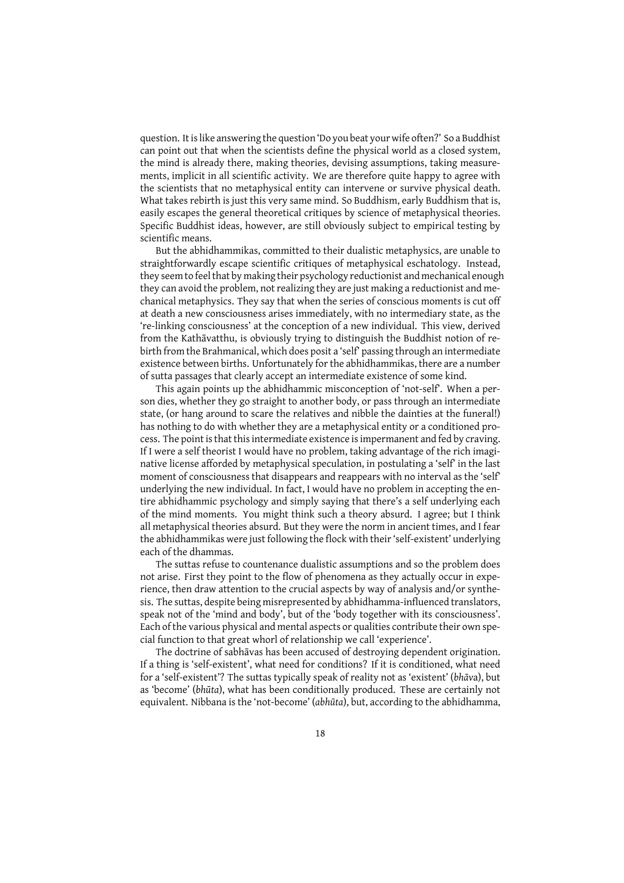question. It is like answering the question 'Do you beat your wife often?' So a Buddhist can point out that when the scientists define the physical world as a closed system, the mind is already there, making theories, devising assumptions, taking measurements, implicit in all scientific activity. We are therefore quite happy to agree with the scientists that no metaphysical entity can intervene or survive physical death. What takes rebirth is just this very same mind. So Buddhism, early Buddhism that is, easily escapes the general theoretical critiques by science of metaphysical theories. Specific Buddhist ideas, however, are still obviously subject to empirical testing by scientific means.

But the abhidhammikas, committed to their dualistic metaphysics, are unable to straightforwardly escape scientific critiques of metaphysical eschatology. Instead, they seem to feel that by making their psychology reductionist and mechanical enough they can avoid the problem, not realizing they are just making a reductionist and mechanical metaphysics. They say that when the series of conscious moments is cut off at death a new consciousness arises immediately, with no intermediary state, as the 're-linking consciousness' at the conception of a new individual. This view, derived from the Kathāvatthu, is obviously trying to distinguish the Buddhist notion of rebirth from the Brahmanical, which does posit a 'self' passing through an intermediate existence between births. Unfortunately for the abhidhammikas, there are a number of sutta passages that clearly accept an intermediate existence of some kind.

This again points up the abhidhammic misconception of 'not-self'. When a person dies, whether they go straight to another body, or pass through an intermediate state, (or hang around to scare the relatives and nibble the dainties at the funeral!) has nothing to do with whether they are a metaphysical entity or a conditioned process. The point is that this intermediate existence is impermanent and fed by craving. If I were a self theorist I would have no problem, taking advantage of the rich imaginative license afforded by metaphysical speculation, in postulating a 'self' in the last moment of consciousness that disappears and reappears with no interval as the 'self' underlying the new individual. In fact, I would have no problem in accepting the entire abhidhammic psychology and simply saying that there's a self underlying each of the mind moments. You might think such a theory absurd. I agree; but I think all metaphysical theories absurd. But they were the norm in ancient times, and I fear the abhidhammikas were just following the flock with their 'self-existent' underlying each of the dhammas.

The suttas refuse to countenance dualistic assumptions and so the problem does not arise. First they point to the flow of phenomena as they actually occur in experience, then draw attention to the crucial aspects by way of analysis and/or synthesis. The suttas, despite being misrepresented by abhidhamma-influenced translators, speak not of the 'mind and body', but of the 'body together with its consciousness'. Each of the various physical and mental aspects or qualities contribute their own special function to that great whorl of relationship we call 'experience'.

The doctrine of sabhāvas has been accused of destroying dependent origination. If a thing is 'self-existent', what need for conditions? If it is conditioned, what need for a 'self-existent'? The suttas typically speak of reality not as 'existent' (*bhāva*), but as 'become' (*bhūta*), what has been conditionally produced. These are certainly not equivalent. Nibbana is the 'not-become' (*abhūta*), but, according to the abhidhamma,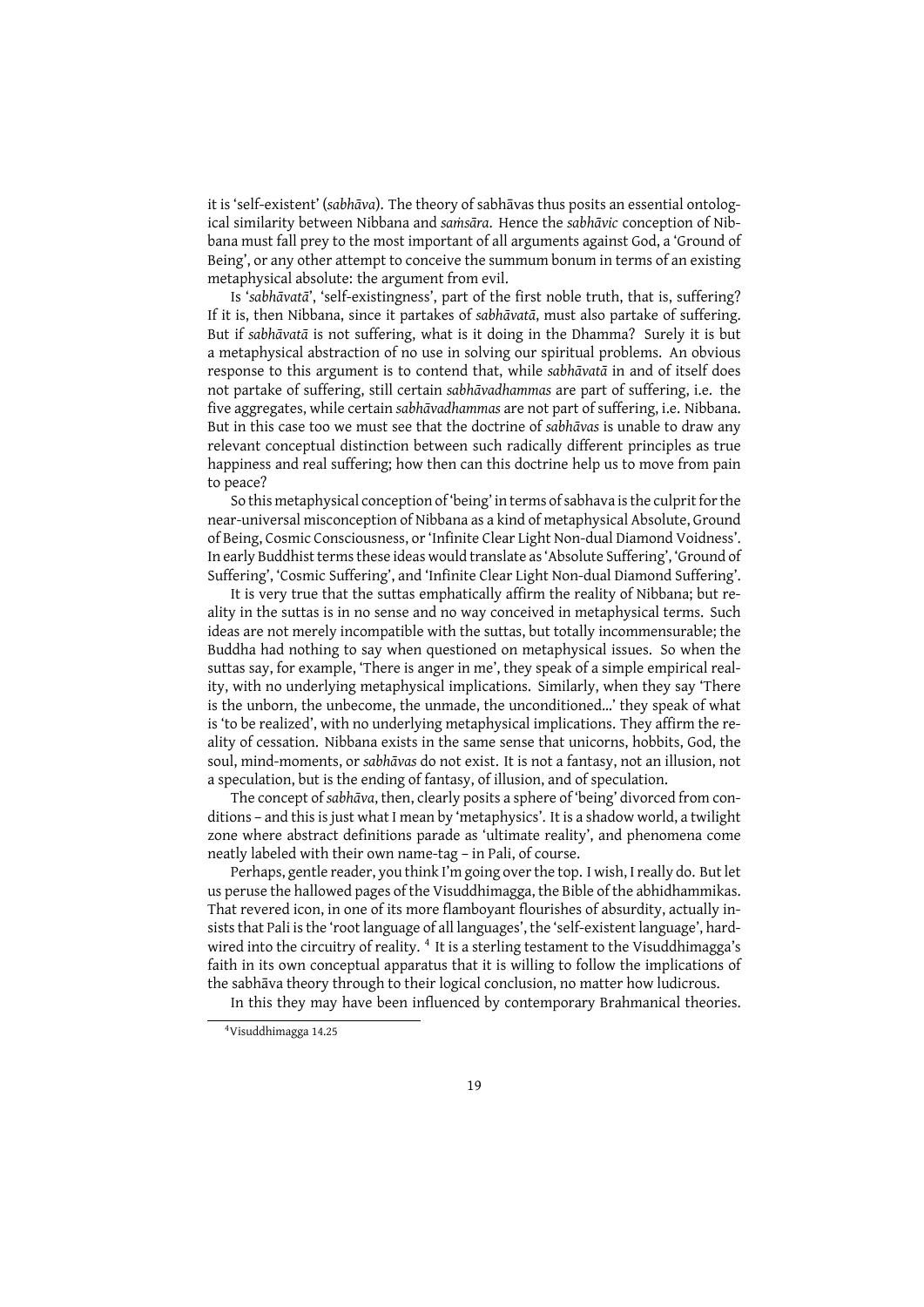it is 'self-existent' (*sabhāva*). The theory of sabhāvas thus posits an essential ontological similarity between Nibbana and *saṁsāra*. Hence the *sabhāvic* conception of Nibbana must fall prey to the most important of all arguments against God, a 'Ground of Being', or any other attempt to conceive the summum bonum in terms of an existing metaphysical absolute: the argument from evil.

Is '*sabhāvatā*', 'self-existingness', part of the first noble truth, that is, suffering? If it is, then Nibbana, since it partakes of *sabhāvatā*, must also partake of suffering. But if *sabhāvatā* is not suffering, what is it doing in the Dhamma? Surely it is but a metaphysical abstraction of no use in solving our spiritual problems. An obvious response to this argument is to contend that, while *sabhāvatā* in and of itself does not partake of suffering, still certain *sabhāvadhammas* are part of suffering, i.e. the five aggregates, while certain *sabhāvadhammas* are not part of suffering, i.e. Nibbana. But in this case too we must see that the doctrine of *sabhāvas* is unable to draw any relevant conceptual distinction between such radically different principles as true happiness and real suffering; how then can this doctrine help us to move from pain to peace?

So this metaphysical conception of 'being' in terms of sabhava is the culprit for the near-universal misconception of Nibbana as a kind of metaphysical Absolute, Ground of Being, Cosmic Consciousness, or 'Infinite Clear Light Non-dual Diamond Voidness'. In early Buddhist terms these ideas would translate as 'Absolute Suffering', 'Ground of Suffering', 'Cosmic Suffering', and 'Infinite Clear Light Non-dual Diamond Suffering'.

It is very true that the suttas emphatically affirm the reality of Nibbana; but reality in the suttas is in no sense and no way conceived in metaphysical terms. Such ideas are not merely incompatible with the suttas, but totally incommensurable; the Buddha had nothing to say when questioned on metaphysical issues. So when the suttas say, for example, 'There is anger in me', they speak of a simple empirical reality, with no underlying metaphysical implications. Similarly, when they say 'There is the unborn, the unbecome, the unmade, the unconditioned...' they speak of what is 'to be realized', with no underlying metaphysical implications. They affirm the reality of cessation. Nibbana exists in the same sense that unicorns, hobbits, God, the soul, mind-moments, or *sabhāvas* do not exist. It is not a fantasy, not an illusion, not a speculation, but is the ending of fantasy, of illusion, and of speculation.

The concept of *sabhāva*, then, clearly posits a sphere of 'being' divorced from conditions – and this is just what I mean by 'metaphysics'. It is a shadow world, a twilight zone where abstract definitions parade as 'ultimate reality', and phenomena come neatly labeled with their own name-tag – in Pali, of course.

Perhaps, gentle reader, you think I'm going over the top. I wish, I really do. But let us peruse the hallowed pages of the Visuddhimagga, the Bible of the abhidhammikas. That revered icon, in one of its more flamboyant flourishes of absurdity, actually insists that Pali is the 'root language of all languages', the 'self-existent language', hardwired into the circuitry of reality. [4] It is a sterling testament to the Visuddhimagga's faith in its own conceptual apparatus that it is willing to follow the implications of the sabhāva theory through to their logical conclusion, no matter how ludicrous.

In this they may have been influenced by contemporary Brahmanical theories.

[4] Visuddhimagga 14.25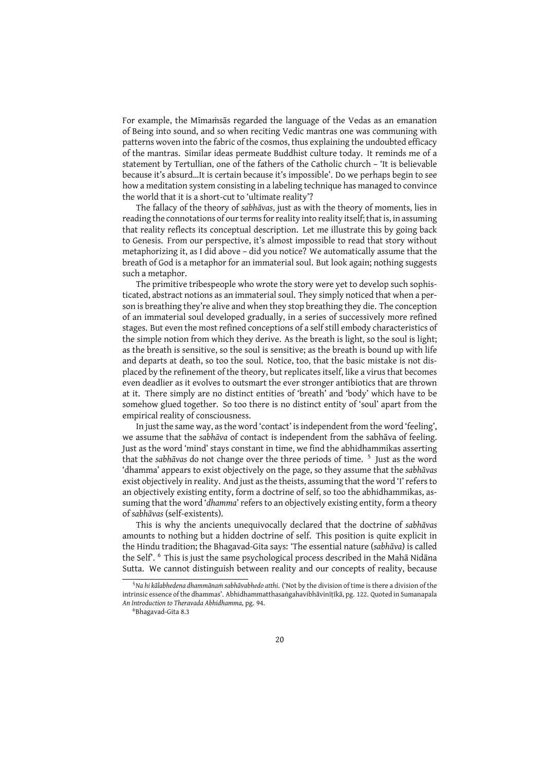For example, the Mīmaṁsās regarded the language of the Vedas as an emanation of Being into sound, and so when reciting Vedic mantras one was communing with patterns woven into the fabric of the cosmos, thus explaining the undoubted efficacy of the mantras. Similar ideas permeate Buddhist culture today. It reminds me of a statement by Tertullian, one of the fathers of the Catholic church – 'It is believable because it's absurd…It is certain because it's impossible'. Do we perhaps begin to see how a meditation system consisting in a labeling technique has managed to convince the world that it is a short-cut to 'ultimate reality'?

The fallacy of the theory of *sabhāvas*, just as with the theory of moments, lies in reading the connotations of our terms for reality into reality itself; that is, in assuming that reality reflects its conceptual description. Let me illustrate this by going back to Genesis. From our perspective, it's almost impossible to read that story without metaphorizing it, as I did above – did you notice? We automatically assume that the breath of God is a metaphor for an immaterial soul. But look again; nothing suggests such a metaphor.

The primitive tribespeople who wrote the story were yet to develop such sophisticated, abstract notions as an immaterial soul. They simply noticed that when a person is breathing they're alive and when they stop breathing they die. The conception of an immaterial soul developed gradually, in a series of successively more refined stages. But even the most refined conceptions of a self still embody characteristics of the simple notion from which they derive. As the breath is light, so the soul is light; as the breath is sensitive, so the soul is sensitive; as the breath is bound up with life and departs at death, so too the soul. Notice, too, that the basic mistake is not displaced by the refinement of the theory, but replicates itself, like a virus that becomes even deadlier as it evolves to outsmart the ever stronger antibiotics that are thrown at it. There simply are no distinct entities of 'breath' and 'body' which have to be somehow glued together. So too there is no distinct entity of 'soul' apart from the empirical reality of consciousness.

In just the same way, as the word 'contact' is independent from the word 'feeling', we assume that the *sabhāva* of contact is independent from the sabhāva of feeling. Just as the word 'mind' stays constant in time, we find the abhidhammikas asserting that the *sabhāvas* do not change over the three periods of time. [5] Just as the word 'dhamma' appears to exist objectively on the page, so they assume that the *sabhāvas* exist objectively in reality. And just as the theists, assuming that the word 'I' refers to an objectively existing entity, form a doctrine of self, so too the abhidhammikas, assuming that the word '*dhamma*' refers to an objectively existing entity, form a theory of *sabhāvas* (self-existents).

This is why the ancients unequivocally declared that the doctrine of *sabhāvas* amounts to nothing but a hidden doctrine of self. This position is quite explicit in the Hindu tradition; the Bhagavad-Gita says: 'The essential nature (*sabhāva*) is called the Self'. [6] This is just the same psychological process described in the Mahā Nidāna Sutta. We cannot distinguish between reality and our concepts of reality, because

---

[5] *Na hi kālabhedena dhammānaṁ sabhāvabhedo atthi.* ('Not by the division of time is there a division of the intrinsic essence of the dhammas'. Abhidhammatthasaṅgahavibhāvinīṭīkā, pg. 122. Quoted in Sumanapala *An Introduction to Theravada Abhidhamma*, pg. 94.

[6] Bhagavad-Gita 8.3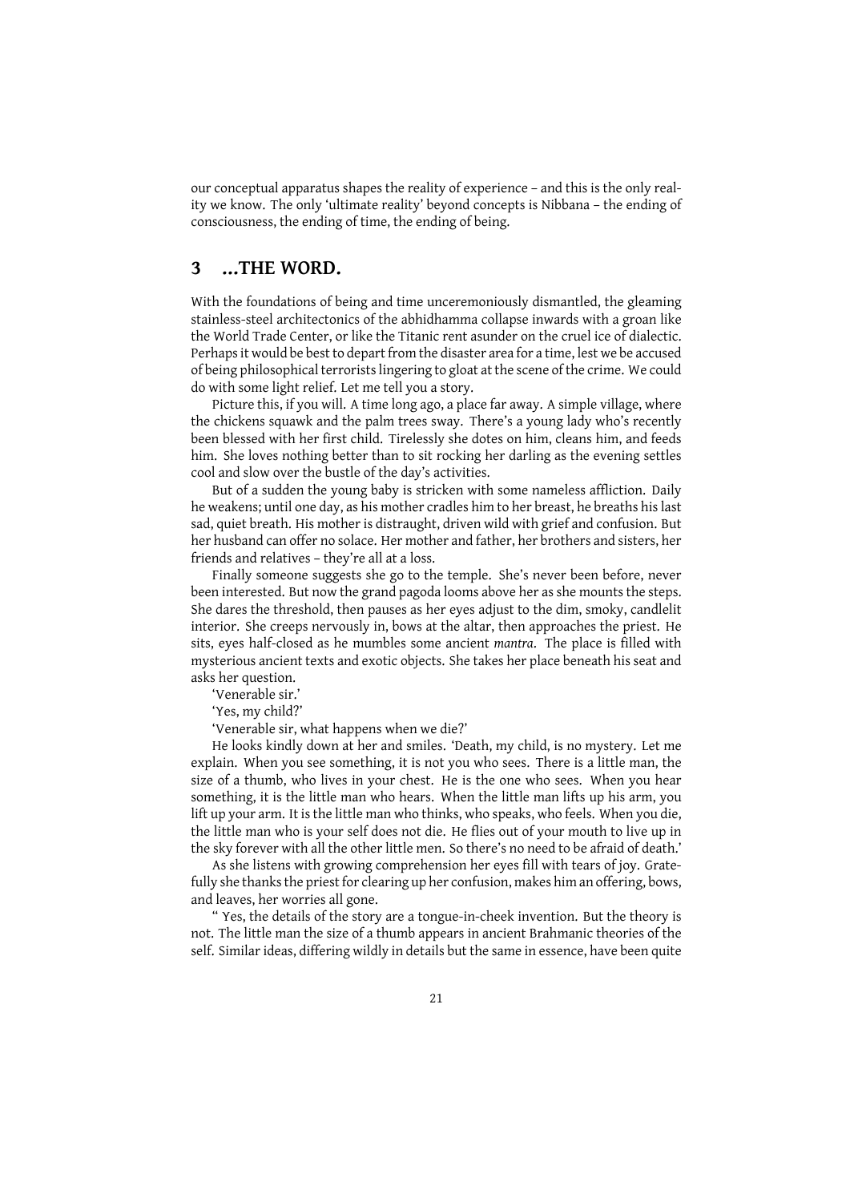our conceptual apparatus shapes the reality of experience – and this is the only reality we know. The only 'ultimate reality' beyond concepts is Nibbana – the ending of consciousness, the ending of time, the ending of being.

## 3 ...THE WORD.

With the foundations of being and time unceremoniously dismantled, the gleaming stainless-steel architectonics of the abhidhamma collapse inwards with a groan like the World Trade Center, or like the Titanic rent asunder on the cruel ice of dialectic. Perhaps it would be best to depart from the disaster area for a time, lest we be accused of being philosophical terrorists lingering to gloat at the scene of the crime. We could do with some light relief. Let me tell you a story.

Picture this, if you will. A time long ago, a place far away. A simple village, where the chickens squawk and the palm trees sway. There's a young lady who's recently been blessed with her first child. Tirelessly she dotes on him, cleans him, and feeds him. She loves nothing better than to sit rocking her darling as the evening settles cool and slow over the bustle of the day's activities.

But of a sudden the young baby is stricken with some nameless affliction. Daily he weakens; until one day, as his mother cradles him to her breast, he breaths his last sad, quiet breath. His mother is distraught, driven wild with grief and confusion. But her husband can offer no solace. Her mother and father, her brothers and sisters, her friends and relatives – they're all at a loss.

Finally someone suggests she go to the temple. She's never been before, never been interested. But now the grand pagoda looms above her as she mounts the steps. She dares the threshold, then pauses as her eyes adjust to the dim, smoky, candlelit interior. She creeps nervously in, bows at the altar, then approaches the priest. He sits, eyes half-closed as he mumbles some ancient *mantra*. The place is filled with mysterious ancient texts and exotic objects. She takes her place beneath his seat and asks her question.

'Venerable sir.'

'Yes, my child?'

'Venerable sir, what happens when we die?'

He looks kindly down at her and smiles. 'Death, my child, is no mystery. Let me explain. When you see something, it is not you who sees. There is a little man, the size of a thumb, who lives in your chest. He is the one who sees. When you hear something, it is the little man who hears. When the little man lifts up his arm, you lift up your arm. It is the little man who thinks, who speaks, who feels. When you die, the little man who is your self does not die. He flies out of your mouth to live up in the sky forever with all the other little men. So there's no need to be afraid of death.'

As she listens with growing comprehension her eyes fill with tears of joy. Gratefully she thanks the priest for clearing up her confusion, makes him an offering, bows, and leaves, her worries all gone.

" Yes, the details of the story are a tongue-in-cheek invention. But the theory is not. The little man the size of a thumb appears in ancient Brahmanic theories of the self. Similar ideas, differing wildly in details but the same in essence, have been quite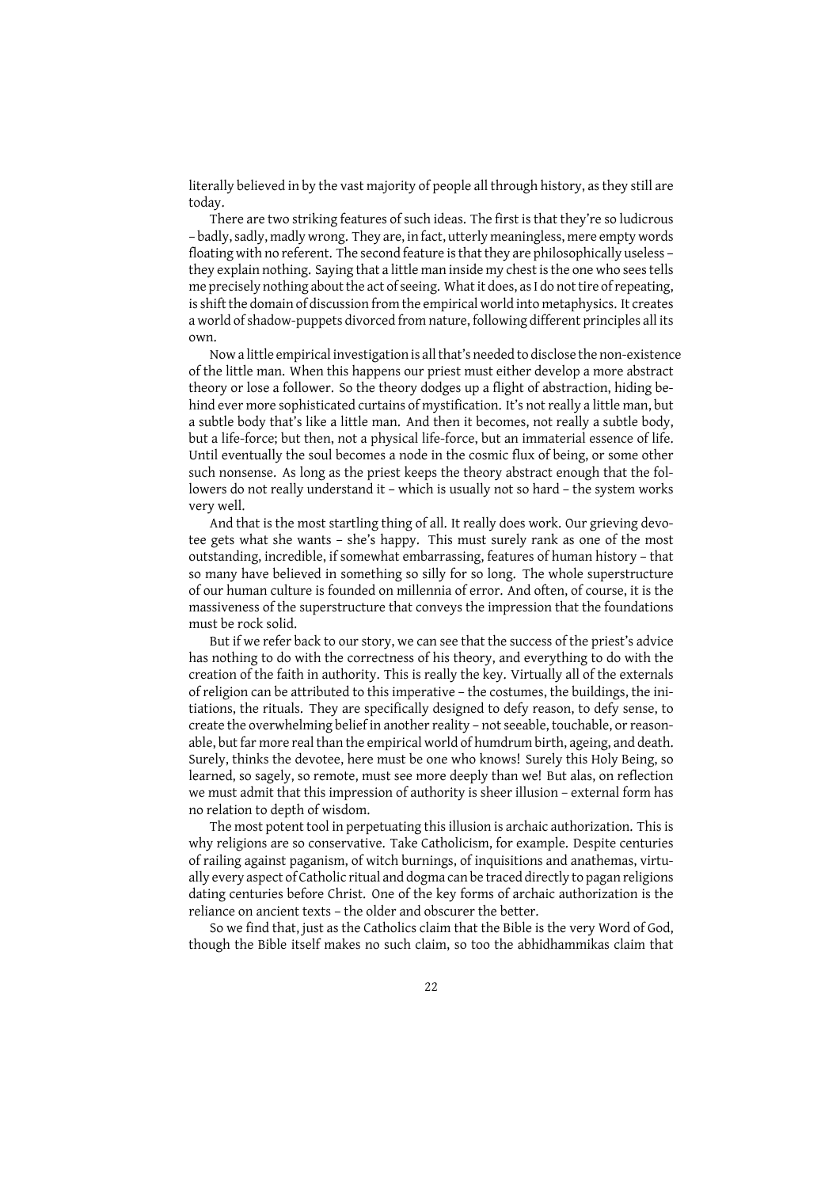literally believed in by the vast majority of people all through history, as they still are today.

There are two striking features of such ideas. The first is that they're so ludicrous – badly, sadly, madly wrong. They are, in fact, utterly meaningless, mere empty words floating with no referent. The second feature is that they are philosophically useless – they explain nothing. Saying that a little man inside my chest is the one who sees tells me precisely nothing about the act of seeing. What it does, as I do not tire of repeating, is shift the domain of discussion from the empirical world into metaphysics. It creates a world of shadow-puppets divorced from nature, following different principles all its own.

Now a little empirical investigation is all that's needed to disclose the non-existence of the little man. When this happens our priest must either develop a more abstract theory or lose a follower. So the theory dodges up a flight of abstraction, hiding behind ever more sophisticated curtains of mystification. It's not really a little man, but a subtle body that's like a little man. And then it becomes, not really a subtle body, but a life-force; but then, not a physical life-force, but an immaterial essence of life. Until eventually the soul becomes a node in the cosmic flux of being, or some other such nonsense. As long as the priest keeps the theory abstract enough that the followers do not really understand it – which is usually not so hard – the system works very well.

And that is the most startling thing of all. It really does work. Our grieving devotee gets what she wants – she's happy. This must surely rank as one of the most outstanding, incredible, if somewhat embarrassing, features of human history – that so many have believed in something so silly for so long. The whole superstructure of our human culture is founded on millennia of error. And often, of course, it is the massiveness of the superstructure that conveys the impression that the foundations must be rock solid.

But if we refer back to our story, we can see that the success of the priest's advice has nothing to do with the correctness of his theory, and everything to do with the creation of the faith in authority. This is really the key. Virtually all of the externals of religion can be attributed to this imperative – the costumes, the buildings, the initiations, the rituals. They are specifically designed to defy reason, to defy sense, to create the overwhelming belief in another reality – not seeable, touchable, or reasonable, but far more real than the empirical world of humdrum birth, ageing, and death. Surely, thinks the devotee, here must be one who knows! Surely this Holy Being, so learned, so sagely, so remote, must see more deeply than we! But alas, on reflection we must admit that this impression of authority is sheer illusion – external form has no relation to depth of wisdom.

The most potent tool in perpetuating this illusion is archaic authorization. This is why religions are so conservative. Take Catholicism, for example. Despite centuries of railing against paganism, of witch burnings, of inquisitions and anathemas, virtually every aspect of Catholic ritual and dogma can be traced directly to pagan religions dating centuries before Christ. One of the key forms of archaic authorization is the reliance on ancient texts – the older and obscurer the better.

So we find that, just as the Catholics claim that the Bible is the very Word of God, though the Bible itself makes no such claim, so too the abhidhammikas claim that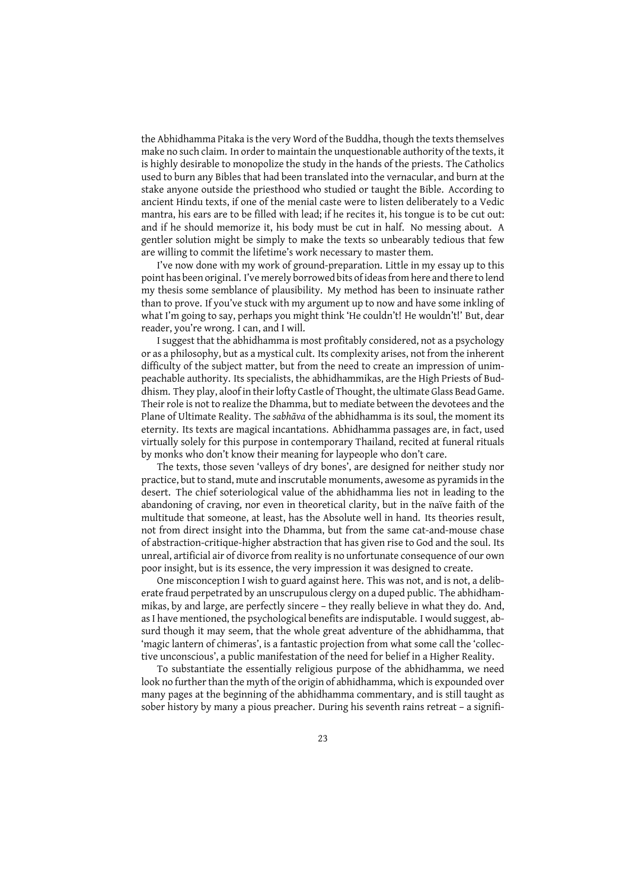the Abhidhamma Pitaka is the very Word of the Buddha, though the texts themselves make no such claim. In order to maintain the unquestionable authority of the texts, it is highly desirable to monopolize the study in the hands of the priests. The Catholics used to burn any Bibles that had been translated into the vernacular, and burn at the stake anyone outside the priesthood who studied or taught the Bible. According to ancient Hindu texts, if one of the menial caste were to listen deliberately to a Vedic mantra, his ears are to be filled with lead; if he recites it, his tongue is to be cut out: and if he should memorize it, his body must be cut in half. No messing about. A gentler solution might be simply to make the texts so unbearably tedious that few are willing to commit the lifetime's work necessary to master them.

I've now done with my work of ground-preparation. Little in my essay up to this point has been original. I've merely borrowed bits of ideas from here and there to lend my thesis some semblance of plausibility. My method has been to insinuate rather than to prove. If you've stuck with my argument up to now and have some inkling of what I'm going to say, perhaps you might think 'He couldn't! He wouldn't!' But, dear reader, you're wrong. I can, and I will.

I suggest that the abhidhamma is most profitably considered, not as a psychology or as a philosophy, but as a mystical cult. Its complexity arises, not from the inherent difficulty of the subject matter, but from the need to create an impression of unimpeachable authority. Its specialists, the abhidhammikas, are the High Priests of Buddhism. They play, aloof in their lofty Castle of Thought, the ultimate Glass Bead Game. Their role is not to realize the Dhamma, but to mediate between the devotees and the Plane of Ultimate Reality. The *sabhāva* of the abhidhamma is its soul, the moment its eternity. Its texts are magical incantations. Abhidhamma passages are, in fact, used virtually solely for this purpose in contemporary Thailand, recited at funeral rituals by monks who don't know their meaning for laypeople who don't care.

The texts, those seven 'valleys of dry bones', are designed for neither study nor practice, but to stand, mute and inscrutable monuments, awesome as pyramids in the desert. The chief soteriological value of the abhidhamma lies not in leading to the abandoning of craving, nor even in theoretical clarity, but in the naïve faith of the multitude that someone, at least, has the Absolute well in hand. Its theories result, not from direct insight into the Dhamma, but from the same cat-and-mouse chase of abstraction-critique-higher abstraction that has given rise to God and the soul. Its unreal, artificial air of divorce from reality is no unfortunate consequence of our own poor insight, but is its essence, the very impression it was designed to create.

One misconception I wish to guard against here. This was not, and is not, a deliberate fraud perpetrated by an unscrupulous clergy on a duped public. The abhidhammikas, by and large, are perfectly sincere – they really believe in what they do. And, as I have mentioned, the psychological benefits are indisputable. I would suggest, absurd though it may seem, that the whole great adventure of the abhidhamma, that 'magic lantern of chimeras', is a fantastic projection from what some call the 'collective unconscious', a public manifestation of the need for belief in a Higher Reality.

To substantiate the essentially religious purpose of the abhidhamma, we need look no further than the myth of the origin of abhidhamma, which is expounded over many pages at the beginning of the abhidhamma commentary, and is still taught as sober history by many a pious preacher. During his seventh rains retreat – a signifi-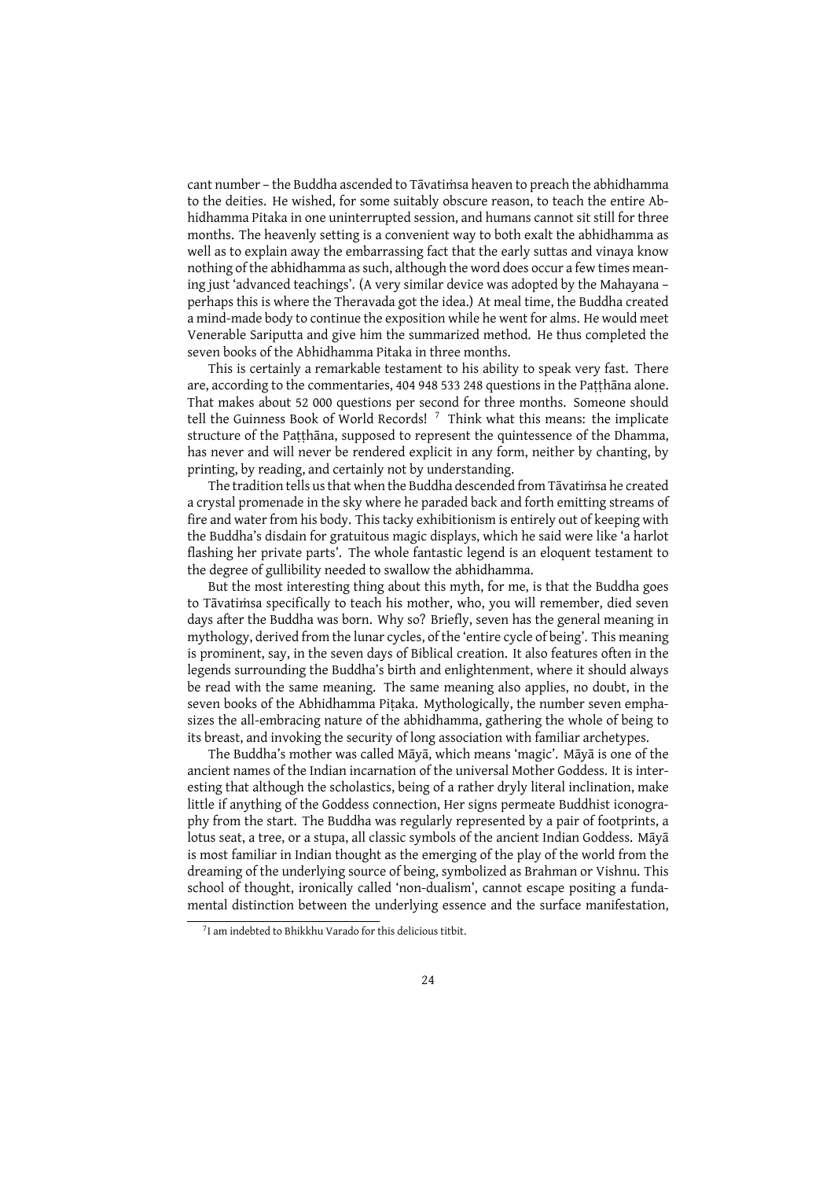cant number – the Buddha ascended to Tāvatiṁsa heaven to preach the abhidhamma to the deities. He wished, for some suitably obscure reason, to teach the entire Abhidhamma Piṭaka in one uninterrupted session, and humans cannot sit still for three months. The heavenly setting is a convenient way to both exalt the abhidhamma as well as to explain away the embarrassing fact that the early suttas and vinaya know nothing of the abhidhamma as such, although the word does occur a few times meaning just 'advanced teachings'. (A very similar device was adopted by the Mahayana – perhaps this is where the Theravada got the idea.) At meal time, the Buddha created a mind-made body to continue the exposition while he went for alms. He would meet Venerable Sariputta and give him the summarized method. He thus completed the seven books of the Abhidhamma Pitaka in three months.

This is certainly a remarkable testament to his ability to speak very fast. There are, according to the commentaries, 404 948 533 248 questions in the Paṭṭhāna alone. That makes about 52 000 questions per second for three months. Someone should tell the Guinness Book of World Records! [7] Think what this means: the implicate structure of the Paṭṭhāna, supposed to represent the quintessence of the Dhamma, has never and will never be rendered explicit in any form, neither by chanting, by printing, by reading, and certainly not by understanding.

The tradition tells us that when the Buddha descended from Tāvatiṁsa he created a crystal promenade in the sky where he paraded back and forth emitting streams of fire and water from his body. This tacky exhibitionism is entirely out of keeping with the Buddha's disdain for gratuitous magic displays, which he said were like 'a harlot flashing her private parts'. The whole fantastic legend is an eloquent testament to the degree of gullibility needed to swallow the abhidhamma.

But the most interesting thing about this myth, for me, is that the Buddha goes to Tāvatiṁsa specifically to teach his mother, who, you will remember, died seven days after the Buddha was born. Why so? Briefly, seven has the general meaning in mythology, derived from the lunar cycles, of the 'entire cycle of being'. This meaning is prominent, say, in the seven days of Biblical creation. It also features often in the legends surrounding the Buddha's birth and enlightenment, where it should always be read with the same meaning. The same meaning also applies, no doubt, in the seven books of the Abhidhamma Piṭaka. Mythologically, the number seven emphasizes the all-embracing nature of the abhidhamma, gathering the whole of being to its breast, and invoking the security of long association with familiar archetypes.

The Buddha's mother was called Māyā, which means 'magic'. Māyā is one of the ancient names of the Indian incarnation of the universal Mother Goddess. It is interesting that although the scholastics, being of a rather dryly literal inclination, make little if anything of the Goddess connection, Her signs permeate Buddhist iconography from the start. The Buddha was regularly represented by a pair of footprints, a lotus seat, a tree, or a stupa, all classic symbols of the ancient Indian Goddess. Māyā is most familiar in Indian thought as the emerging of the play of the world from the dreaming of the underlying source of being, symbolized as Brahman or Vishnu. This school of thought, ironically called 'non-dualism', cannot escape positing a fundamental distinction between the underlying essence and the surface manifestation,

[7] I am indebted to Bhikkhu Varado for this delicious titbit.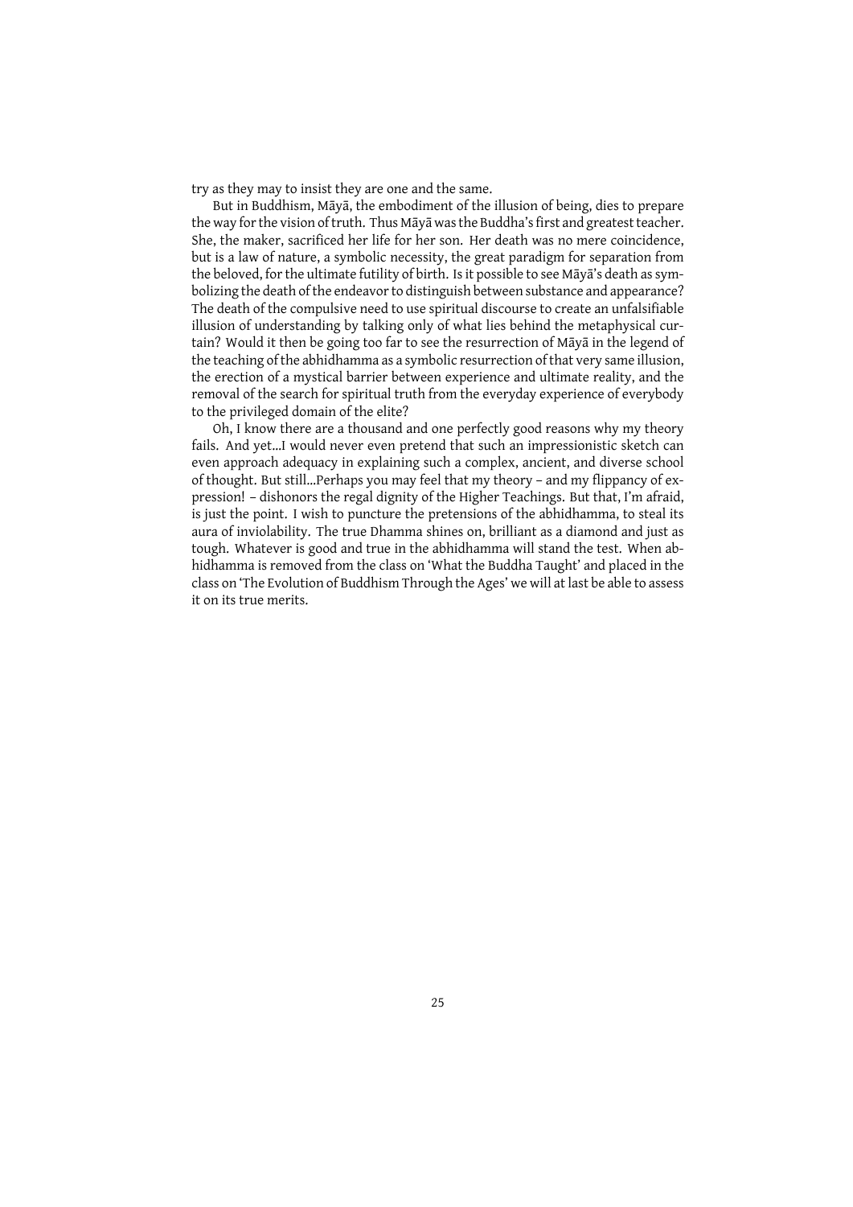try as they may to insist they are one and the same.

But in Buddhism, Māyā, the embodiment of the illusion of being, dies to prepare the way for the vision of truth. Thus Māyā was the Buddha's first and greatest teacher. She, the maker, sacrificed her life for her son. Her death was no mere coincidence, but is a law of nature, a symbolic necessity, the great paradigm for separation from the beloved, for the ultimate futility of birth. Is it possible to see Māyā's death as symbolizing the death of the endeavor to distinguish between substance and appearance? The death of the compulsive need to use spiritual discourse to create an unfalsifiable illusion of understanding by talking only of what lies behind the metaphysical curtain? Would it then be going too far to see the resurrection of Māyā in the legend of the teaching of the abhidhamma as a symbolic resurrection of that very same illusion, the erection of a mystical barrier between experience and ultimate reality, and the removal of the search for spiritual truth from the everyday experience of everybody to the privileged domain of the elite?

Oh, I know there are a thousand and one perfectly good reasons why my theory fails. And yet...I would never even pretend that such an impressionistic sketch can even approach adequacy in explaining such a complex, ancient, and diverse school of thought. But still...Perhaps you may feel that my theory – and my flippancy of expression! – dishonors the regal dignity of the Higher Teachings. But that, I'm afraid, is just the point. I wish to puncture the pretensions of the abhidhamma, to steal its aura of inviolability. The true Dhamma shines on, brilliant as a diamond and just as tough. Whatever is good and true in the abhidhamma will stand the test. When abhidhamma is removed from the class on 'What the Buddha Taught' and placed in the class on 'The Evolution of Buddhism Through the Ages' we will at last be able to assess it on its true merits.